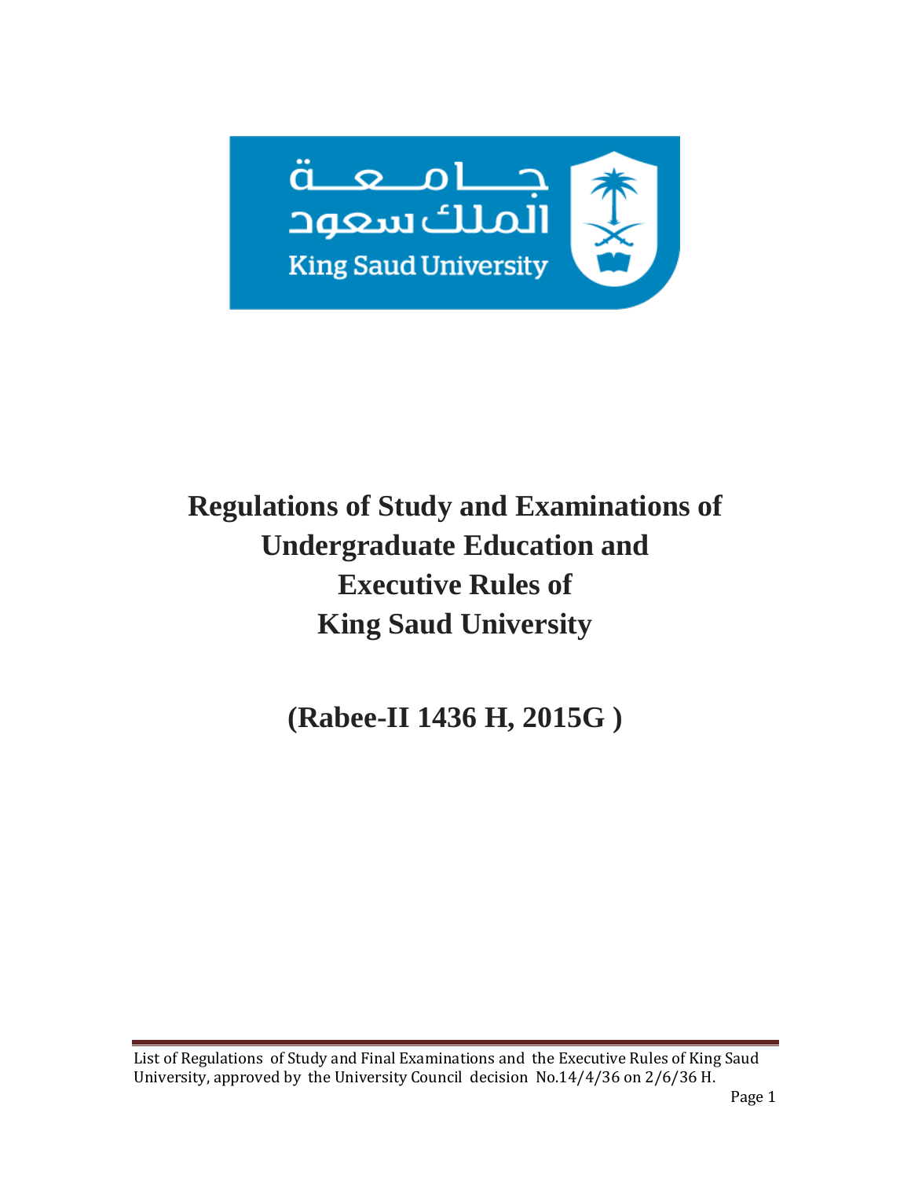جامعة الملك سعود

King Saud University

# Regulations of Study and Examinations of Undergraduate Education and Executive Rules of King Saud University

## (Rabee-II 1436 H, 2015G )

List of Regulations of Study and Final Examinations and the Executive Rules of King Saud University, approved by the University Council decision No.14/4/36 on 2/6/36 H.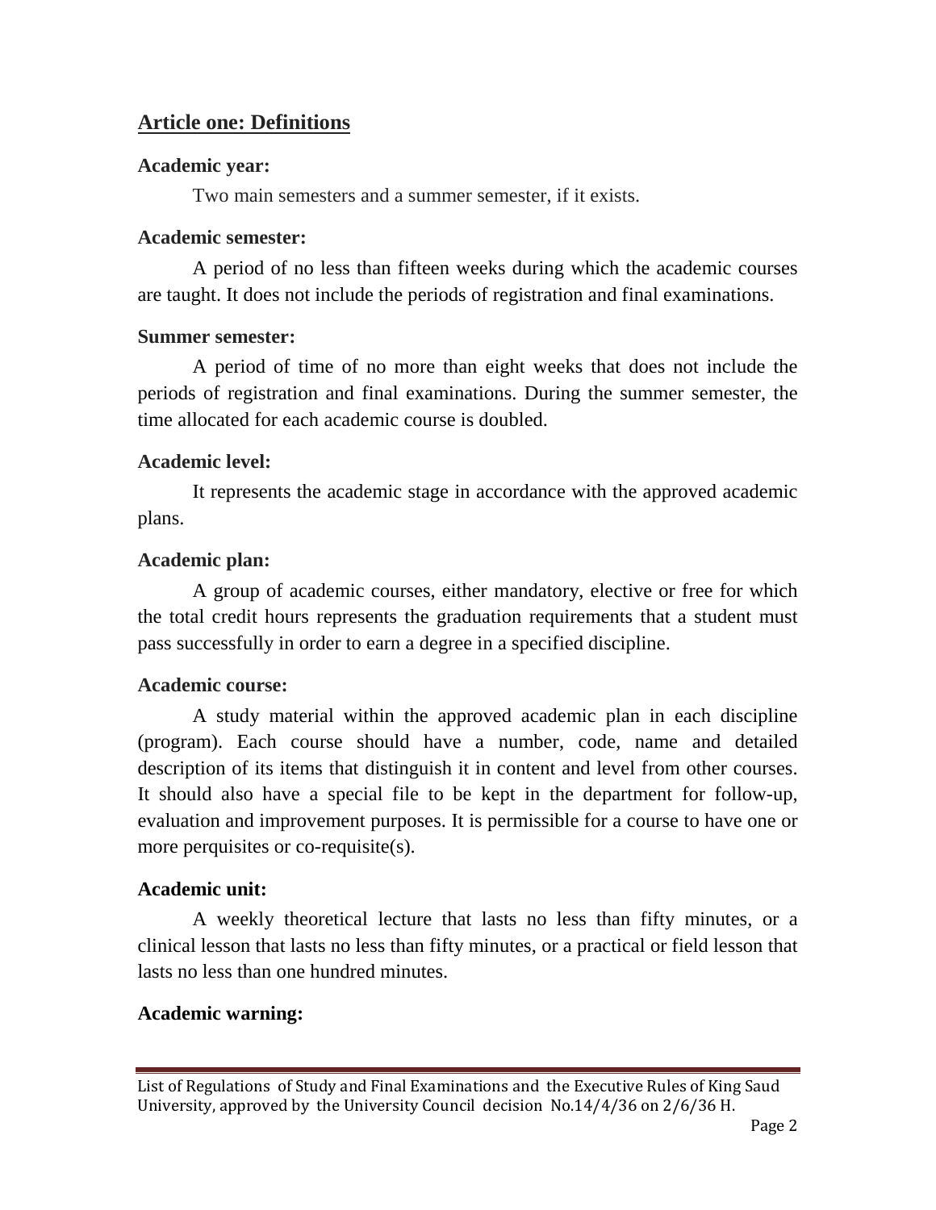## Article one: Definitions

**Academic year:**

Two main semesters and a summer semester, if it exists.

**Academic semester:**

A period of no less than fifteen weeks during which the academic courses are taught. It does not include the periods of registration and final examinations.

**Summer semester:**

A period of time of no more than eight weeks that does not include the periods of registration and final examinations. During the summer semester, the time allocated for each academic course is doubled.

**Academic level:**

It represents the academic stage in accordance with the approved academic plans.

**Academic plan:**

A group of academic courses, either mandatory, elective or free for which the total credit hours represents the graduation requirements that a student must pass successfully in order to earn a degree in a specified discipline.

**Academic course:**

A study material within the approved academic plan in each discipline (program). Each course should have a number, code, name and detailed description of its items that distinguish it in content and level from other courses. It should also have a special file to be kept in the department for follow-up, evaluation and improvement purposes. It is permissible for a course to have one or more perquisites or co-requisite(s).

**Academic unit:**

A weekly theoretical lecture that lasts no less than fifty minutes, or a clinical lesson that lasts no less than fifty minutes, or a practical or field lesson that lasts no less than one hundred minutes.

**Academic warning:**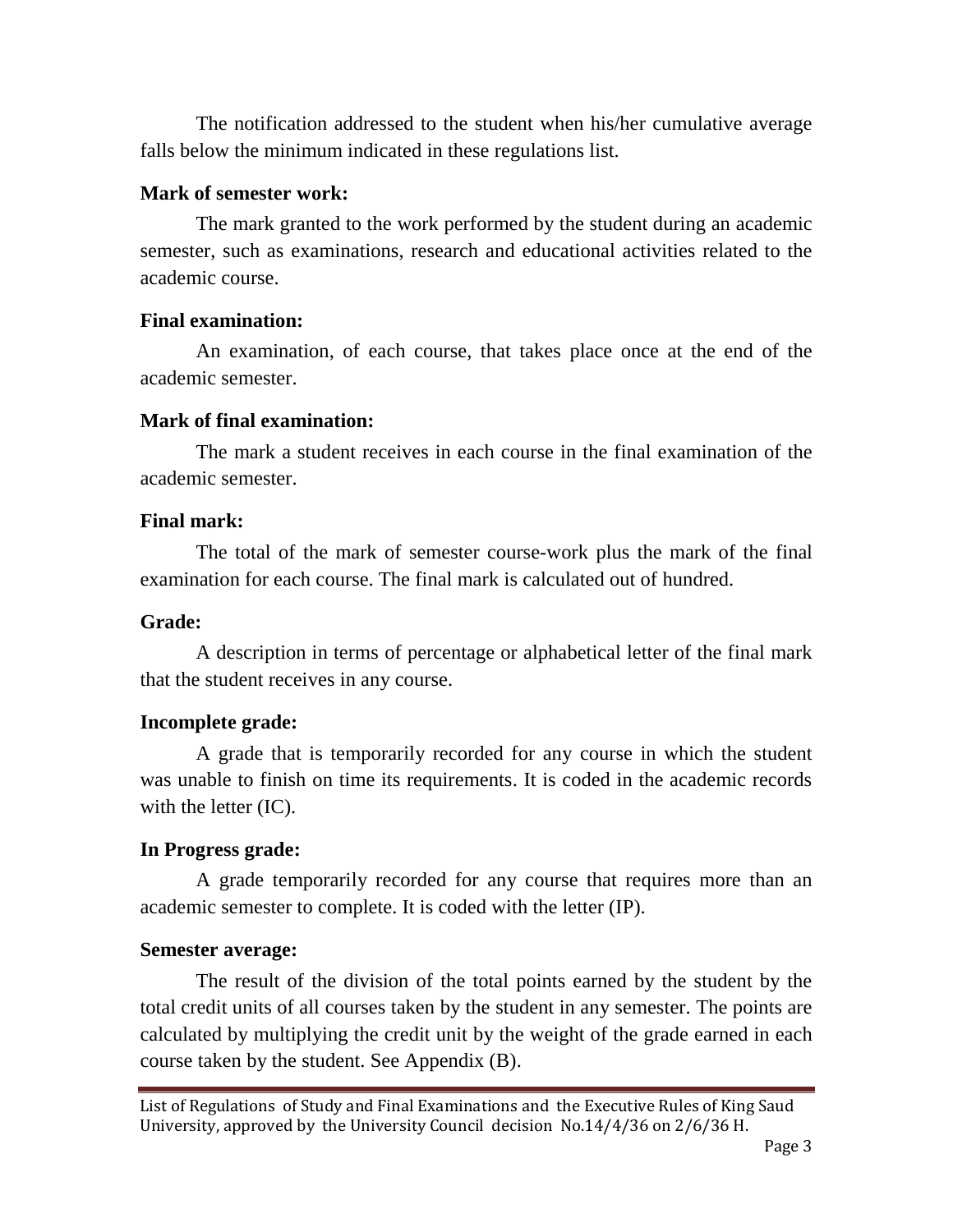The notification addressed to the student when his/her cumulative average falls below the minimum indicated in these regulations list.

**Mark of semester work:**

The mark granted to the work performed by the student during an academic semester, such as examinations, research and educational activities related to the academic course.

**Final examination:**

An examination, of each course, that takes place once at the end of the academic semester.

**Mark of final examination:**

The mark a student receives in each course in the final examination of the academic semester.

**Final mark:**

The total of the mark of semester course-work plus the mark of the final examination for each course. The final mark is calculated out of hundred.

**Grade:**

A description in terms of percentage or alphabetical letter of the final mark that the student receives in any course.

**Incomplete grade:**

A grade that is temporarily recorded for any course in which the student was unable to finish on time its requirements. It is coded in the academic records with the letter (IC).

**In Progress grade:**

A grade temporarily recorded for any course that requires more than an academic semester to complete. It is coded with the letter (IP).

**Semester average:**

The result of the division of the total points earned by the student by the total credit units of all courses taken by the student in any semester. The points are calculated by multiplying the credit unit by the weight of the grade earned in each course taken by the student. See Appendix (B).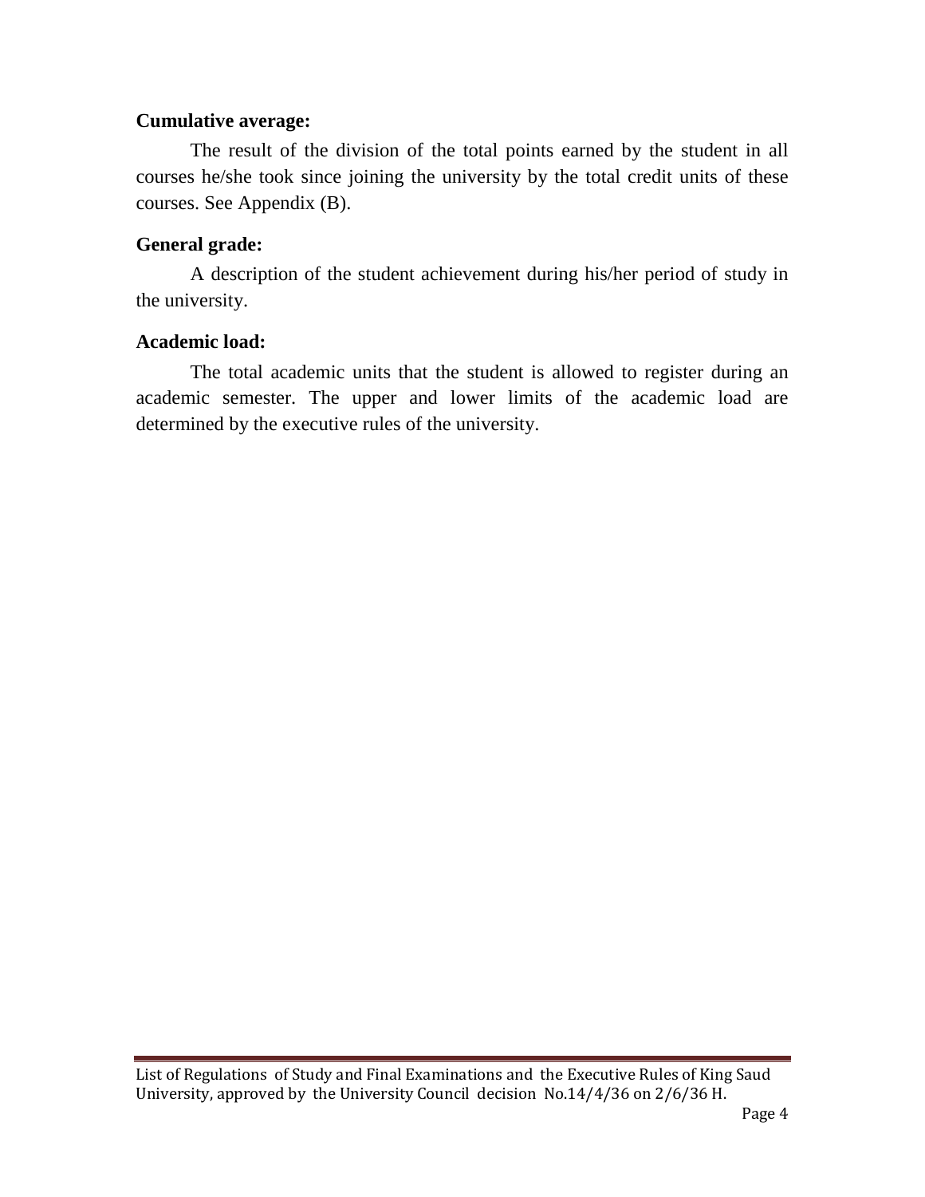**Cumulative average:**

The result of the division of the total points earned by the student in all courses he/she took since joining the university by the total credit units of these courses. See Appendix (B).

**General grade:**

A description of the student achievement during his/her period of study in the university.

**Academic load:**

The total academic units that the student is allowed to register during an academic semester. The upper and lower limits of the academic load are determined by the executive rules of the university.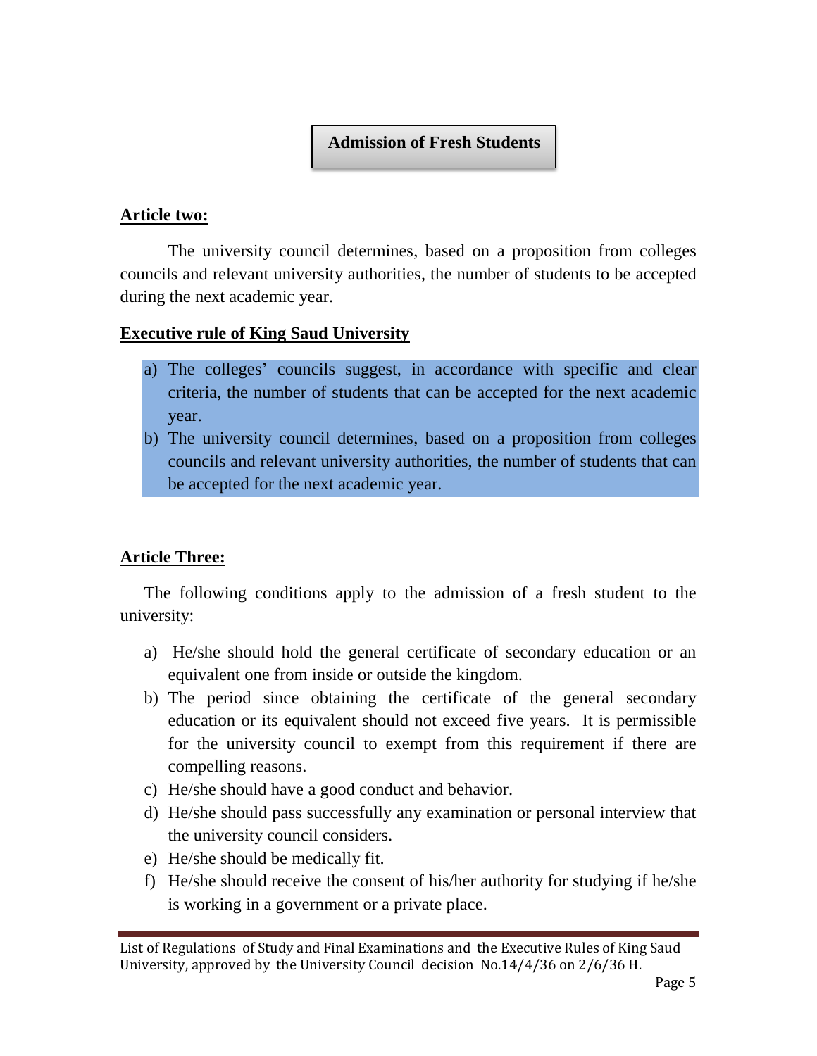## Admission of Fresh Students

**Article two:**

The university council determines, based on a proposition from colleges councils and relevant university authorities, the number of students to be accepted during the next academic year.

**Executive rule of King Saud University**

a) The colleges' councils suggest, in accordance with specific and clear criteria, the number of students that can be accepted for the next academic year.
b) The university council determines, based on a proposition from colleges councils and relevant university authorities, the number of students that can be accepted for the next academic year.

**Article Three:**

The following conditions apply to the admission of a fresh student to the university:

a) He/she should hold the general certificate of secondary education or an equivalent one from inside or outside the kingdom.
b) The period since obtaining the certificate of the general secondary education or its equivalent should not exceed five years. It is permissible for the university council to exempt from this requirement if there are compelling reasons.
c) He/she should have a good conduct and behavior.
d) He/she should pass successfully any examination or personal interview that the university council considers.
e) He/she should be medically fit.
f) He/she should receive the consent of his/her authority for studying if he/she is working in a government or a private place.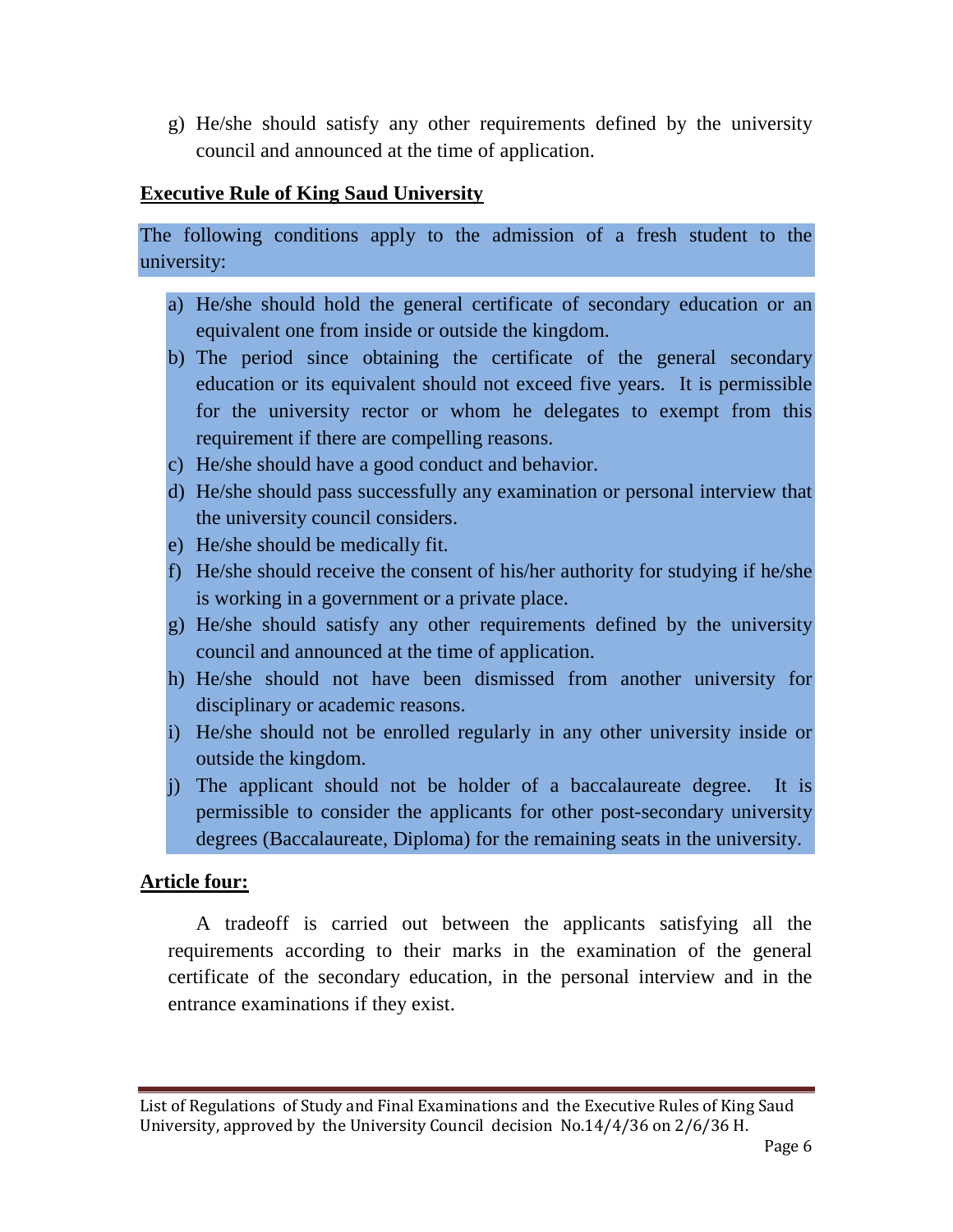g) He/she should satisfy any other requirements defined by the university council and announced at the time of application.

**Executive Rule of King Saud University**

The following conditions apply to the admission of a fresh student to the university:

a) He/she should hold the general certificate of secondary education or an equivalent one from inside or outside the kingdom.
b) The period since obtaining the certificate of the general secondary education or its equivalent should not exceed five years. It is permissible for the university rector or whom he delegates to exempt from this requirement if there are compelling reasons.
c) He/she should have a good conduct and behavior.
d) He/she should pass successfully any examination or personal interview that the university council considers.
e) He/she should be medically fit.
f) He/she should receive the consent of his/her authority for studying if he/she is working in a government or a private place.
g) He/she should satisfy any other requirements defined by the university council and announced at the time of application.
h) He/she should not have been dismissed from another university for disciplinary or academic reasons.
i) He/she should not be enrolled regularly in any other university inside or outside the kingdom.
j) The applicant should not be holder of a baccalaureate degree. It is permissible to consider the applicants for other post-secondary university degrees (Baccalaureate, Diploma) for the remaining seats in the university.

**Article four:**

A tradeoff is carried out between the applicants satisfying all the requirements according to their marks in the examination of the general certificate of the secondary education, in the personal interview and in the entrance examinations if they exist.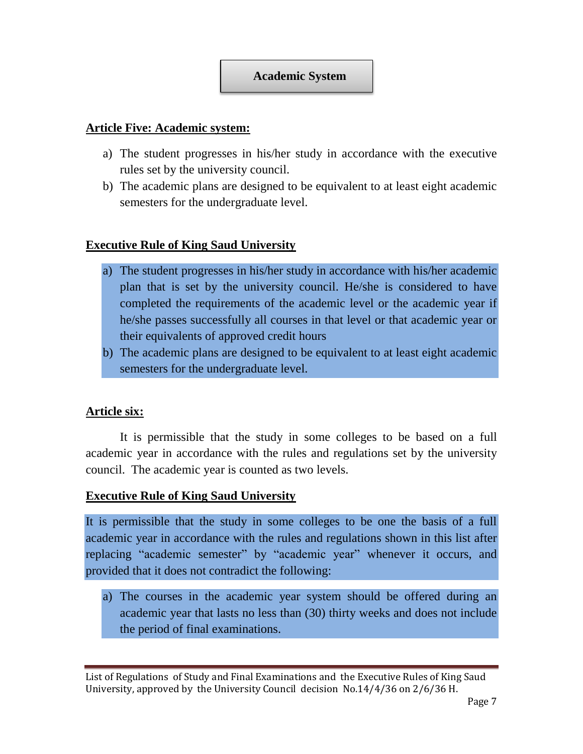## Academic System

**Article Five: Academic system:**

a) The student progresses in his/her study in accordance with the executive rules set by the university council.
b) The academic plans are designed to be equivalent to at least eight academic semesters for the undergraduate level.

**Executive Rule of King Saud University**

a) The student progresses in his/her study in accordance with his/her academic plan that is set by the university council. He/she is considered to have completed the requirements of the academic level or the academic year if he/she passes successfully all courses in that level or that academic year or their equivalents of approved credit hours
b) The academic plans are designed to be equivalent to at least eight academic semesters for the undergraduate level.

**Article six:**

It is permissible that the study in some colleges to be based on a full academic year in accordance with the rules and regulations set by the university council. The academic year is counted as two levels.

**Executive Rule of King Saud University**

It is permissible that the study in some colleges to be one the basis of a full academic year in accordance with the rules and regulations shown in this list after replacing "academic semester" by "academic year" whenever it occurs, and provided that it does not contradict the following:

a) The courses in the academic year system should be offered during an academic year that lasts no less than (30) thirty weeks and does not include the period of final examinations.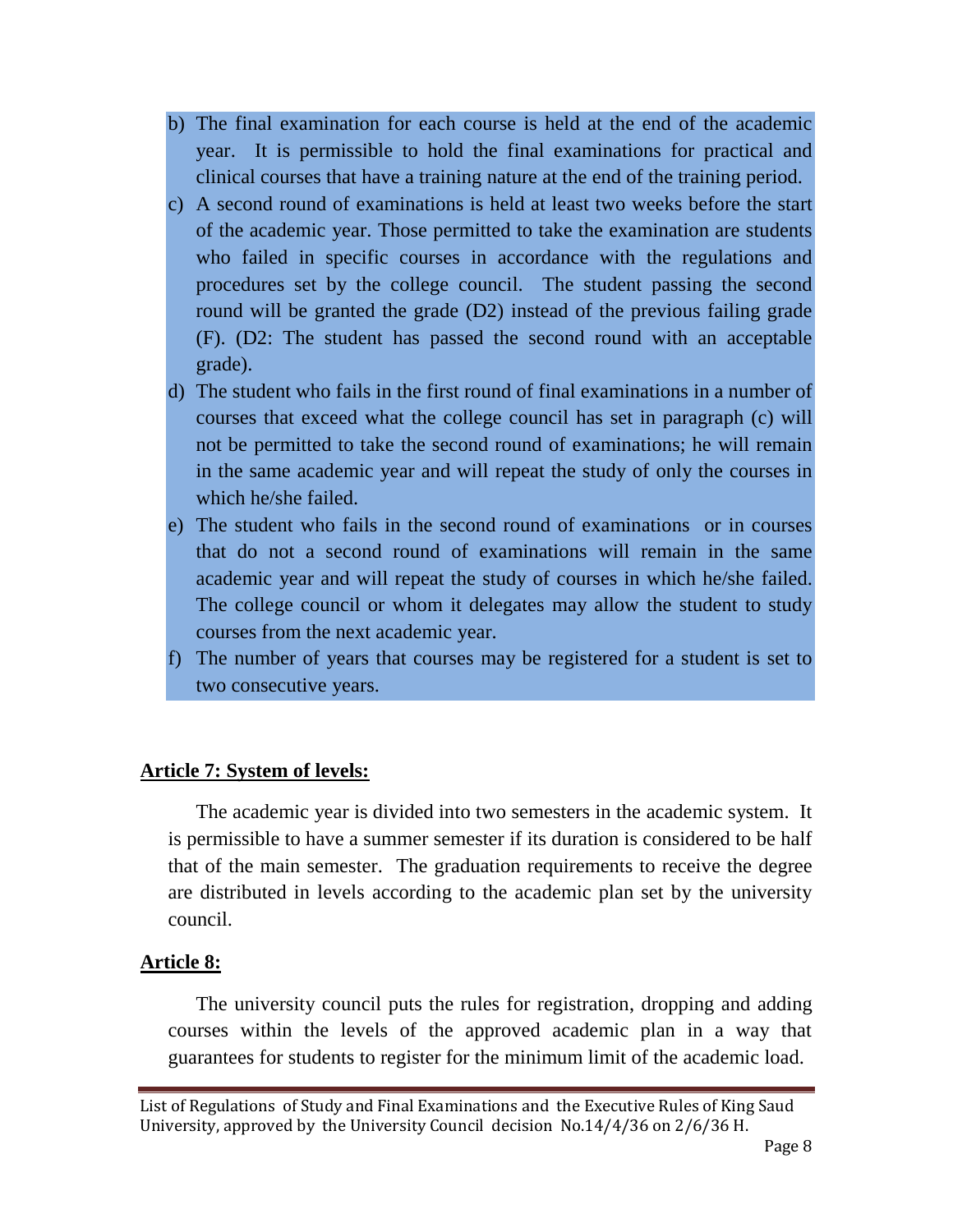b) The final examination for each course is held at the end of the academic year. It is permissible to hold the final examinations for practical and clinical courses that have a training nature at the end of the training period.
c) A second round of examinations is held at least two weeks before the start of the academic year. Those permitted to take the examination are students who failed in specific courses in accordance with the regulations and procedures set by the college council. The student passing the second round will be granted the grade (D2) instead of the previous failing grade (F). (D2: The student has passed the second round with an acceptable grade).
d) The student who fails in the first round of final examinations in a number of courses that exceed what the college council has set in paragraph (c) will not be permitted to take the second round of examinations; he will remain in the same academic year and will repeat the study of only the courses in which he/she failed.
e) The student who fails in the second round of examinations or in courses that do not a second round of examinations will remain in the same academic year and will repeat the study of courses in which he/she failed. The college council or whom it delegates may allow the student to study courses from the next academic year.
f) The number of years that courses may be registered for a student is set to two consecutive years.

## Article 7: System of levels:

The academic year is divided into two semesters in the academic system. It is permissible to have a summer semester if its duration is considered to be half that of the main semester. The graduation requirements to receive the degree are distributed in levels according to the academic plan set by the university council.

## Article 8:

The university council puts the rules for registration, dropping and adding courses within the levels of the approved academic plan in a way that guarantees for students to register for the minimum limit of the academic load.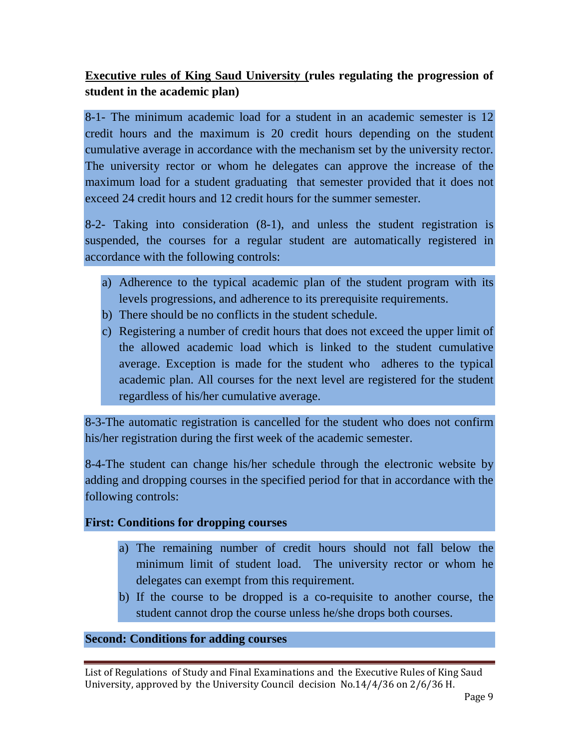**Executive rules of King Saud University (rules regulating the progression of student in the academic plan)**

8-1- The minimum academic load for a student in an academic semester is 12 credit hours and the maximum is 20 credit hours depending on the student cumulative average in accordance with the mechanism set by the university rector. The university rector or whom he delegates can approve the increase of the maximum load for a student graduating that semester provided that it does not exceed 24 credit hours and 12 credit hours for the summer semester.

8-2- Taking into consideration (8-1), and unless the student registration is suspended, the courses for a regular student are automatically registered in accordance with the following controls:

a) Adherence to the typical academic plan of the student program with its levels progressions, and adherence to its prerequisite requirements.
b) There should be no conflicts in the student schedule.
c) Registering a number of credit hours that does not exceed the upper limit of the allowed academic load which is linked to the student cumulative average. Exception is made for the student who adheres to the typical academic plan. All courses for the next level are registered for the student regardless of his/her cumulative average.

8-3-The automatic registration is cancelled for the student who does not confirm his/her registration during the first week of the academic semester.

8-4-The student can change his/her schedule through the electronic website by adding and dropping courses in the specified period for that in accordance with the following controls:

**First: Conditions for dropping courses**

a) The remaining number of credit hours should not fall below the minimum limit of student load. The university rector or whom he delegates can exempt from this requirement.
b) If the course to be dropped is a co-requisite to another course, the student cannot drop the course unless he/she drops both courses.

**Second: Conditions for adding courses**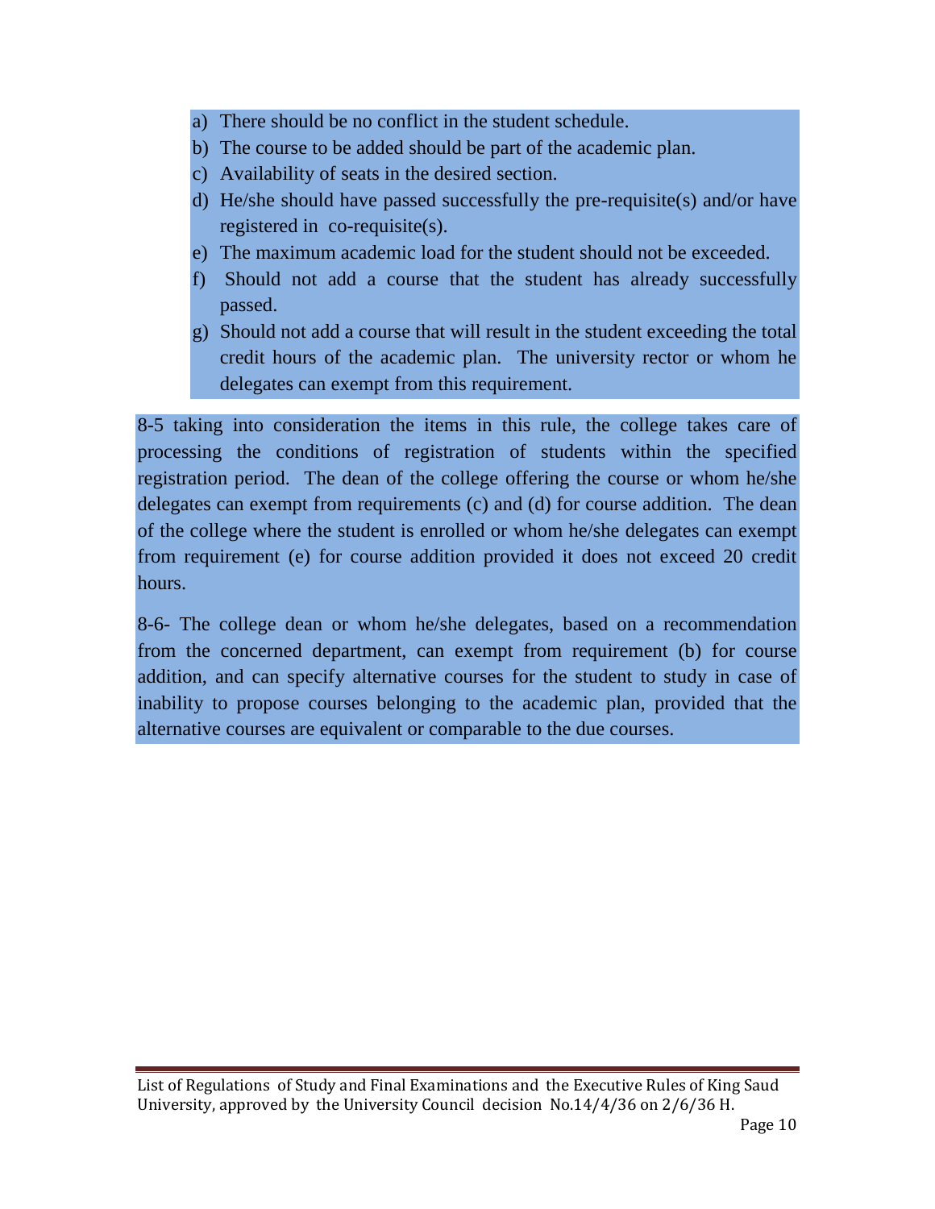a) There should be no conflict in the student schedule.
b) The course to be added should be part of the academic plan.
c) Availability of seats in the desired section.
d) He/she should have passed successfully the pre-requisite(s) and/or have registered in co-requisite(s).
e) The maximum academic load for the student should not be exceeded.
f) Should not add a course that the student has already successfully passed.
g) Should not add a course that will result in the student exceeding the total credit hours of the academic plan. The university rector or whom he delegates can exempt from this requirement.

8-5 taking into consideration the items in this rule, the college takes care of processing the conditions of registration of students within the specified registration period. The dean of the college offering the course or whom he/she delegates can exempt from requirements (c) and (d) for course addition. The dean of the college where the student is enrolled or whom he/she delegates can exempt from requirement (e) for course addition provided it does not exceed 20 credit hours.

8-6- The college dean or whom he/she delegates, based on a recommendation from the concerned department, can exempt from requirement (b) for course addition, and can specify alternative courses for the student to study in case of inability to propose courses belonging to the academic plan, provided that the alternative courses are equivalent or comparable to the due courses.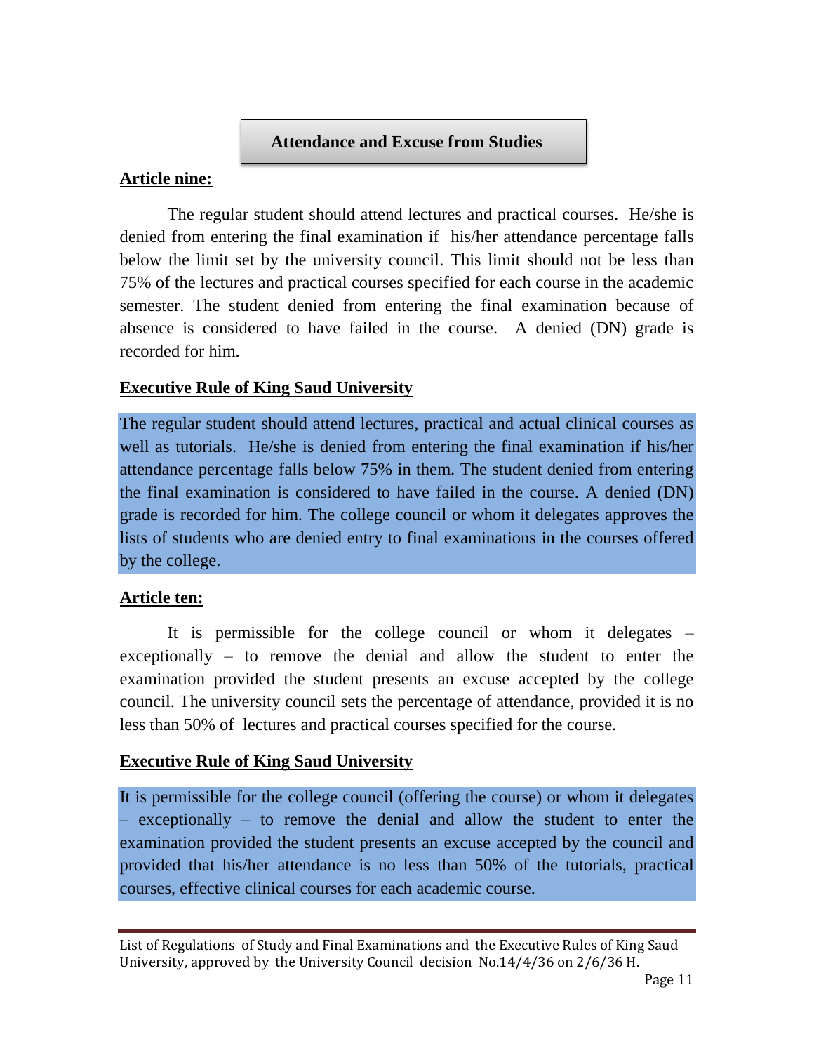## Attendance and Excuse from Studies

**Article nine:**

The regular student should attend lectures and practical courses. He/she is denied from entering the final examination if his/her attendance percentage falls below the limit set by the university council. This limit should not be less than 75% of the lectures and practical courses specified for each course in the academic semester. The student denied from entering the final examination because of absence is considered to have failed in the course. A denied (DN) grade is recorded for him.

**Executive Rule of King Saud University**

The regular student should attend lectures, practical and actual clinical courses as well as tutorials. He/she is denied from entering the final examination if his/her attendance percentage falls below 75% in them. The student denied from entering the final examination is considered to have failed in the course. A denied (DN) grade is recorded for him. The college council or whom it delegates approves the lists of students who are denied entry to final examinations in the courses offered by the college.

**Article ten:**

It is permissible for the college council or whom it delegates – exceptionally – to remove the denial and allow the student to enter the examination provided the student presents an excuse accepted by the college council. The university council sets the percentage of attendance, provided it is no less than 50% of lectures and practical courses specified for the course.

**Executive Rule of King Saud University**

It is permissible for the college council (offering the course) or whom it delegates – exceptionally – to remove the denial and allow the student to enter the examination provided the student presents an excuse accepted by the council and provided that his/her attendance is no less than 50% of the tutorials, practical courses, effective clinical courses for each academic course.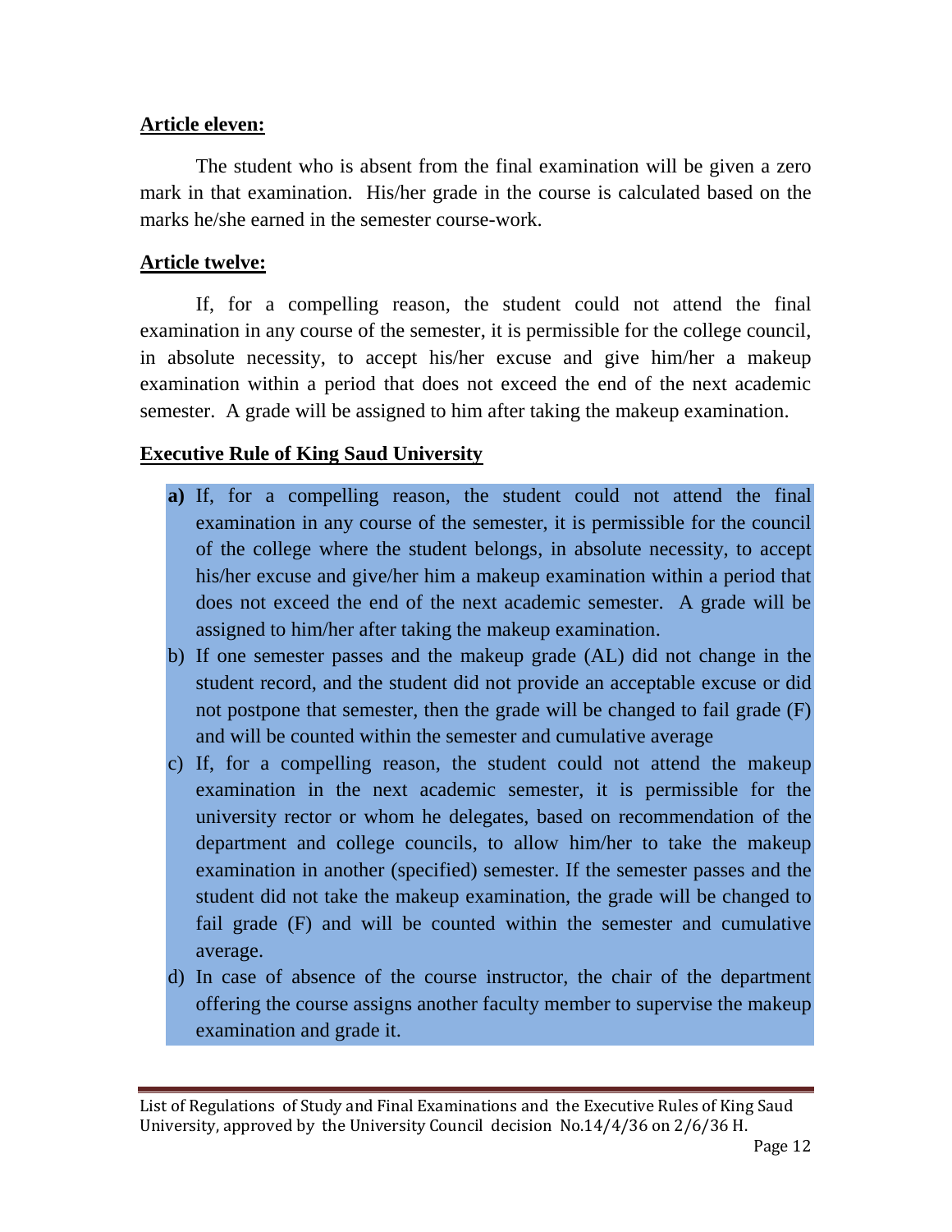**Article eleven:**

The student who is absent from the final examination will be given a zero mark in that examination. His/her grade in the course is calculated based on the marks he/she earned in the semester course-work.

**Article twelve:**

If, for a compelling reason, the student could not attend the final examination in any course of the semester, it is permissible for the college council, in absolute necessity, to accept his/her excuse and give him/her a makeup examination within a period that does not exceed the end of the next academic semester. A grade will be assigned to him after taking the makeup examination.

**Executive Rule of King Saud University**

**a)** If, for a compelling reason, the student could not attend the final examination in any course of the semester, it is permissible for the council of the college where the student belongs, in absolute necessity, to accept his/her excuse and give/her him a makeup examination within a period that does not exceed the end of the next academic semester. A grade will be assigned to him/her after taking the makeup examination.

b) If one semester passes and the makeup grade (AL) did not change in the student record, and the student did not provide an acceptable excuse or did not postpone that semester, then the grade will be changed to fail grade (F) and will be counted within the semester and cumulative average

c) If, for a compelling reason, the student could not attend the makeup examination in the next academic semester, it is permissible for the university rector or whom he delegates, based on recommendation of the department and college councils, to allow him/her to take the makeup examination in another (specified) semester. If the semester passes and the student did not take the makeup examination, the grade will be changed to fail grade (F) and will be counted within the semester and cumulative average.

d) In case of absence of the course instructor, the chair of the department offering the course assigns another faculty member to supervise the makeup examination and grade it.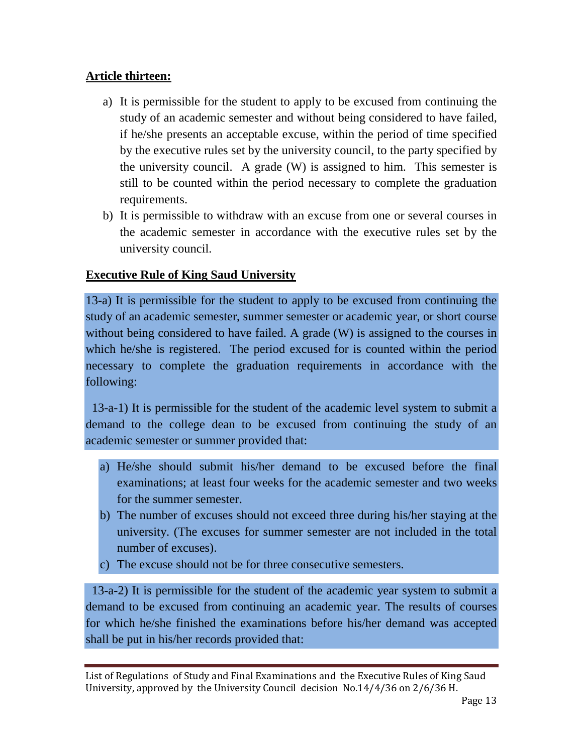**Article thirteen:**

a) It is permissible for the student to apply to be excused from continuing the study of an academic semester and without being considered to have failed, if he/she presents an acceptable excuse, within the period of time specified by the executive rules set by the university council, to the party specified by the university council. A grade (W) is assigned to him. This semester is still to be counted within the period necessary to complete the graduation requirements.

b) It is permissible to withdraw with an excuse from one or several courses in the academic semester in accordance with the executive rules set by the university council.

**Executive Rule of King Saud University**

13-a) It is permissible for the student to apply to be excused from continuing the study of an academic semester, summer semester or academic year, or short course without being considered to have failed. A grade (W) is assigned to the courses in which he/she is registered. The period excused for is counted within the period necessary to complete the graduation requirements in accordance with the following:

13-a-1) It is permissible for the student of the academic level system to submit a demand to the college dean to be excused from continuing the study of an academic semester or summer provided that:

a) He/she should submit his/her demand to be excused before the final examinations; at least four weeks for the academic semester and two weeks for the summer semester.
b) The number of excuses should not exceed three during his/her staying at the university. (The excuses for summer semester are not included in the total number of excuses).
c) The excuse should not be for three consecutive semesters.

13-a-2) It is permissible for the student of the academic year system to submit a demand to be excused from continuing an academic year. The results of courses for which he/she finished the examinations before his/her demand was accepted shall be put in his/her records provided that: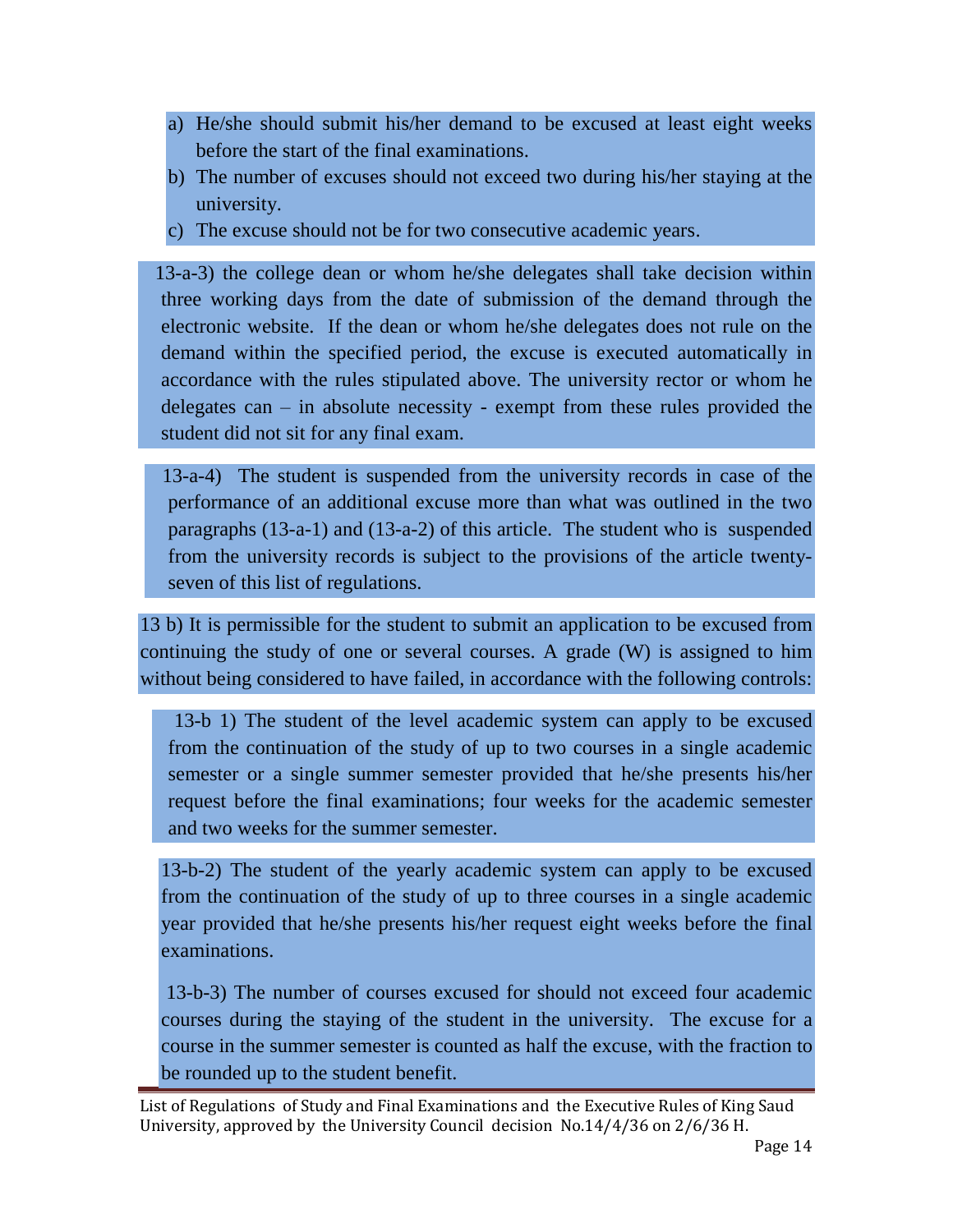a) He/she should submit his/her demand to be excused at least eight weeks before the start of the final examinations.
b) The number of excuses should not exceed two during his/her staying at the university.
c) The excuse should not be for two consecutive academic years.

13-a-3) the college dean or whom he/she delegates shall take decision within three working days from the date of submission of the demand through the electronic website. If the dean or whom he/she delegates does not rule on the demand within the specified period, the excuse is executed automatically in accordance with the rules stipulated above. The university rector or whom he delegates can – in absolute necessity - exempt from these rules provided the student did not sit for any final exam.

13-a-4) The student is suspended from the university records in case of the performance of an additional excuse more than what was outlined in the two paragraphs (13-a-1) and (13-a-2) of this article. The student who is suspended from the university records is subject to the provisions of the article twenty-seven of this list of regulations.

13 b) It is permissible for the student to submit an application to be excused from continuing the study of one or several courses. A grade (W) is assigned to him without being considered to have failed, in accordance with the following controls:

13-b 1) The student of the level academic system can apply to be excused from the continuation of the study of up to two courses in a single academic semester or a single summer semester provided that he/she presents his/her request before the final examinations; four weeks for the academic semester and two weeks for the summer semester.

13-b-2) The student of the yearly academic system can apply to be excused from the continuation of the study of up to three courses in a single academic year provided that he/she presents his/her request eight weeks before the final examinations.

13-b-3) The number of courses excused for should not exceed four academic courses during the staying of the student in the university. The excuse for a course in the summer semester is counted as half the excuse, with the fraction to be rounded up to the student benefit.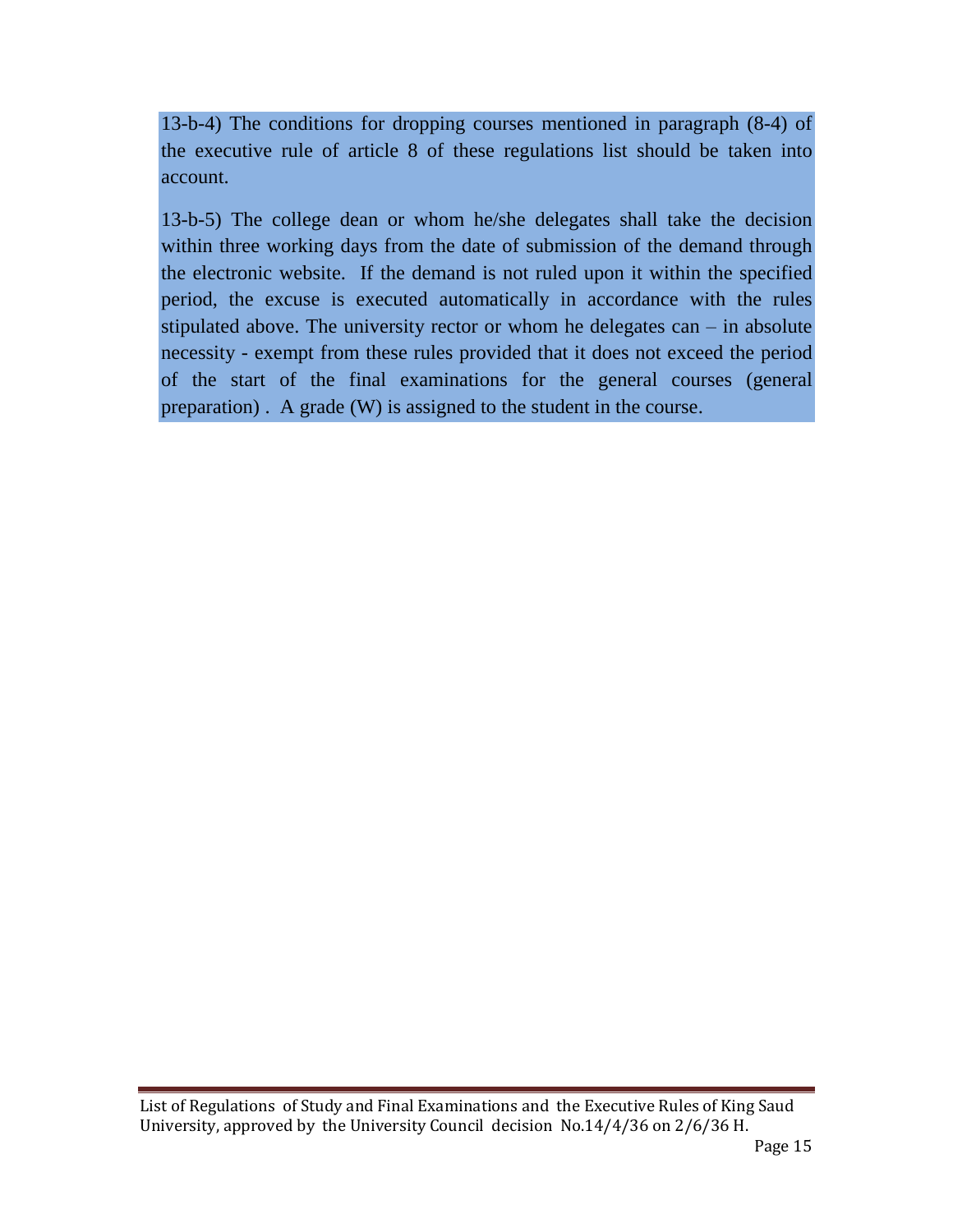13-b-4) The conditions for dropping courses mentioned in paragraph (8-4) of the executive rule of article 8 of these regulations list should be taken into account.

13-b-5) The college dean or whom he/she delegates shall take the decision within three working days from the date of submission of the demand through the electronic website. If the demand is not ruled upon it within the specified period, the excuse is executed automatically in accordance with the rules stipulated above. The university rector or whom he delegates can – in absolute necessity - exempt from these rules provided that it does not exceed the period of the start of the final examinations for the general courses (general preparation) . A grade (W) is assigned to the student in the course.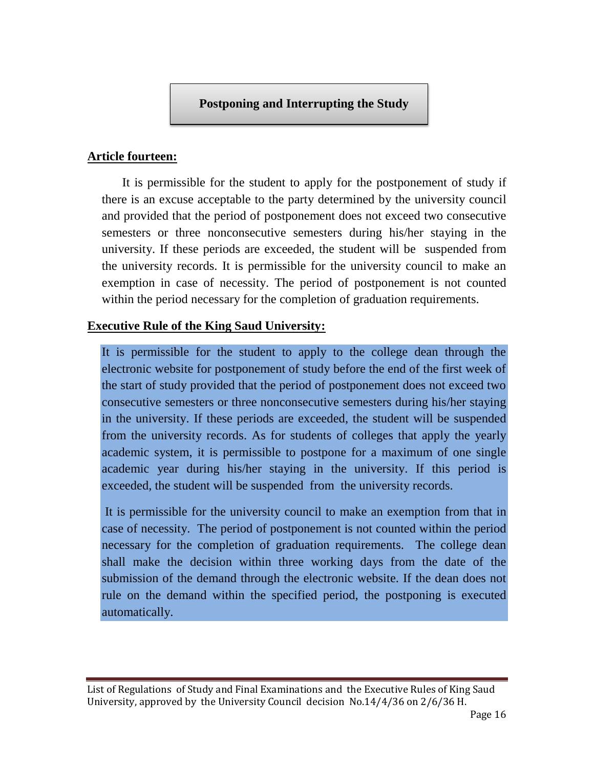## Postponing and Interrupting the Study

**Article fourteen:**

It is permissible for the student to apply for the postponement of study if there is an excuse acceptable to the party determined by the university council and provided that the period of postponement does not exceed two consecutive semesters or three nonconsecutive semesters during his/her staying in the university. If these periods are exceeded, the student will be suspended from the university records. It is permissible for the university council to make an exemption in case of necessity. The period of postponement is not counted within the period necessary for the completion of graduation requirements.

**Executive Rule of the King Saud University:**

It is permissible for the student to apply to the college dean through the electronic website for postponement of study before the end of the first week of the start of study provided that the period of postponement does not exceed two consecutive semesters or three nonconsecutive semesters during his/her staying in the university. If these periods are exceeded, the student will be suspended from the university records. As for students of colleges that apply the yearly academic system, it is permissible to postpone for a maximum of one single academic year during his/her staying in the university. If this period is exceeded, the student will be suspended from the university records.

It is permissible for the university council to make an exemption from that in case of necessity. The period of postponement is not counted within the period necessary for the completion of graduation requirements. The college dean shall make the decision within three working days from the date of the submission of the demand through the electronic website. If the dean does not rule on the demand within the specified period, the postponing is executed automatically.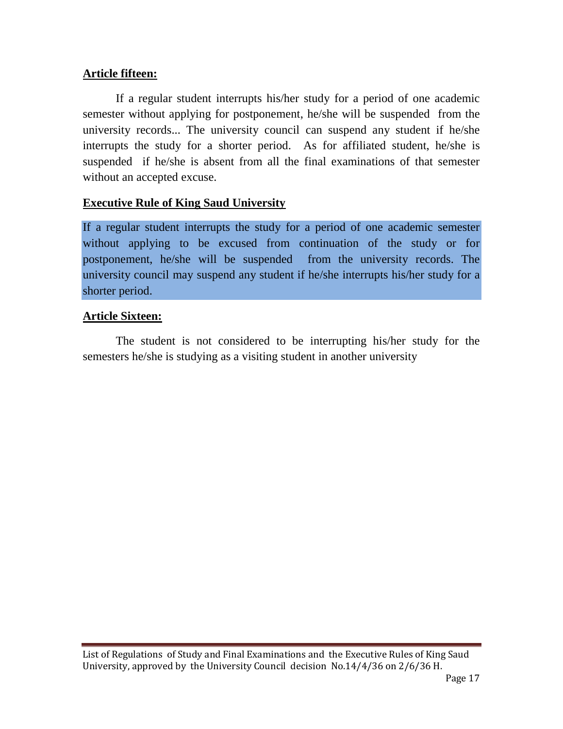**Article fifteen:**

If a regular student interrupts his/her study for a period of one academic semester without applying for postponement, he/she will be suspended from the university records... The university council can suspend any student if he/she interrupts the study for a shorter period. As for affiliated student, he/she is suspended if he/she is absent from all the final examinations of that semester without an accepted excuse.

**Executive Rule of King Saud University**

If a regular student interrupts the study for a period of one academic semester without applying to be excused from continuation of the study or for postponement, he/she will be suspended from the university records. The university council may suspend any student if he/she interrupts his/her study for a shorter period.

**Article Sixteen:**

The student is not considered to be interrupting his/her study for the semesters he/she is studying as a visiting student in another university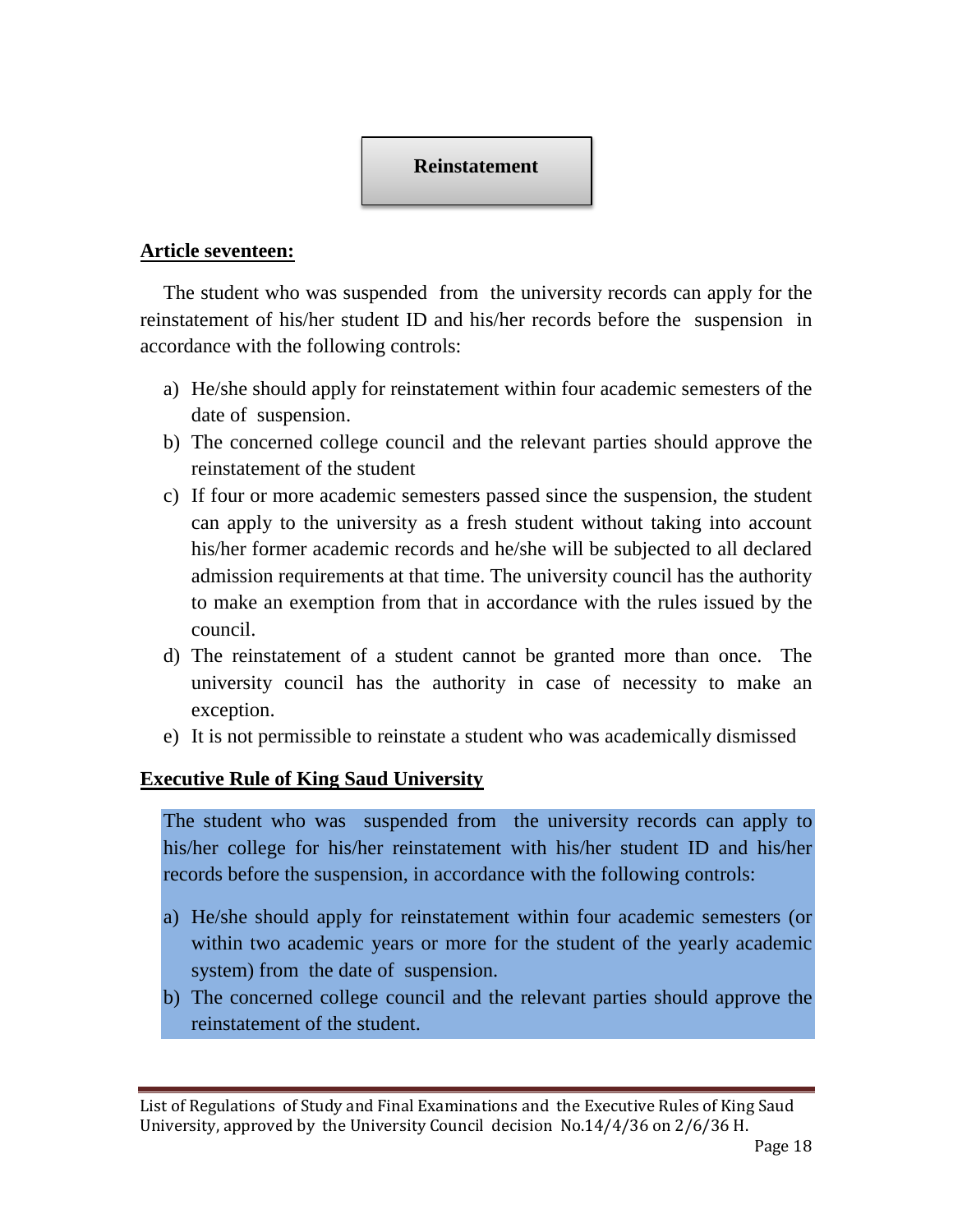## Reinstatement

**Article seventeen:**

The student who was suspended from the university records can apply for the reinstatement of his/her student ID and his/her records before the suspension in accordance with the following controls:

a) He/she should apply for reinstatement within four academic semesters of the date of suspension.
b) The concerned college council and the relevant parties should approve the reinstatement of the student
c) If four or more academic semesters passed since the suspension, the student can apply to the university as a fresh student without taking into account his/her former academic records and he/she will be subjected to all declared admission requirements at that time. The university council has the authority to make an exemption from that in accordance with the rules issued by the council.
d) The reinstatement of a student cannot be granted more than once. The university council has the authority in case of necessity to make an exception.
e) It is not permissible to reinstate a student who was academically dismissed

**Executive Rule of King Saud University**

The student who was suspended from the university records can apply to his/her college for his/her reinstatement with his/her student ID and his/her records before the suspension, in accordance with the following controls:

a) He/she should apply for reinstatement within four academic semesters (or within two academic years or more for the student of the yearly academic system) from the date of suspension.
b) The concerned college council and the relevant parties should approve the reinstatement of the student.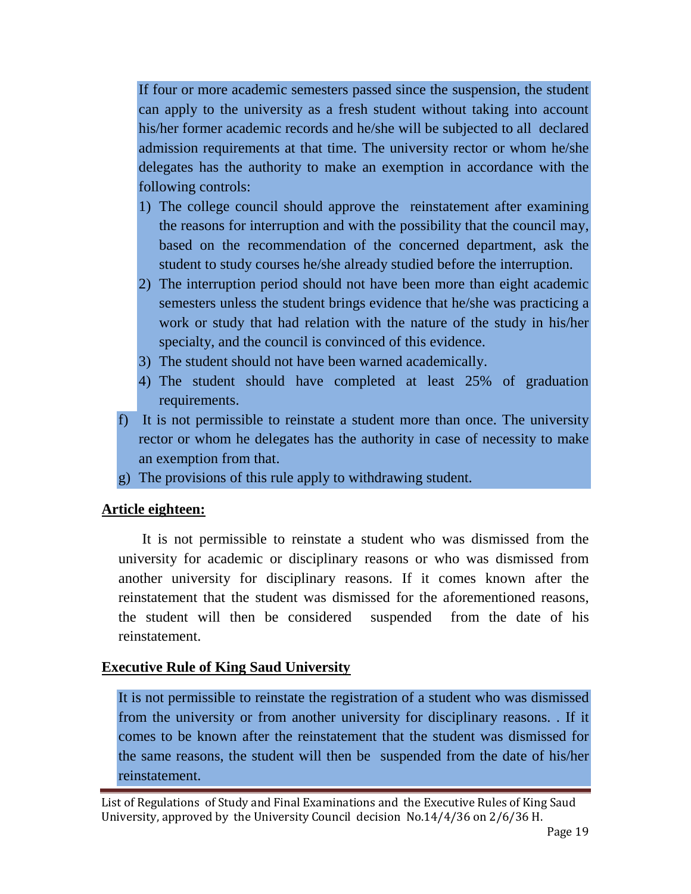If four or more academic semesters passed since the suspension, the student can apply to the university as a fresh student without taking into account his/her former academic records and he/she will be subjected to all declared admission requirements at that time. The university rector or whom he/she delegates has the authority to make an exemption in accordance with the following controls:

1) The college council should approve the reinstatement after examining the reasons for interruption and with the possibility that the council may, based on the recommendation of the concerned department, ask the student to study courses he/she already studied before the interruption.
2) The interruption period should not have been more than eight academic semesters unless the student brings evidence that he/she was practicing a work or study that had relation with the nature of the study in his/her specialty, and the council is convinced of this evidence.
3) The student should not have been warned academically.
4) The student should have completed at least 25% of graduation requirements.

f) It is not permissible to reinstate a student more than once. The university rector or whom he delegates has the authority in case of necessity to make an exemption from that.

g) The provisions of this rule apply to withdrawing student.

**Article eighteen:**

It is not permissible to reinstate a student who was dismissed from the university for academic or disciplinary reasons or who was dismissed from another university for disciplinary reasons. If it comes known after the reinstatement that the student was dismissed for the aforementioned reasons, the student will then be considered suspended from the date of his reinstatement.

**Executive Rule of King Saud University**

It is not permissible to reinstate the registration of a student who was dismissed from the university or from another university for disciplinary reasons. . If it comes to be known after the reinstatement that the student was dismissed for the same reasons, the student will then be suspended from the date of his/her reinstatement.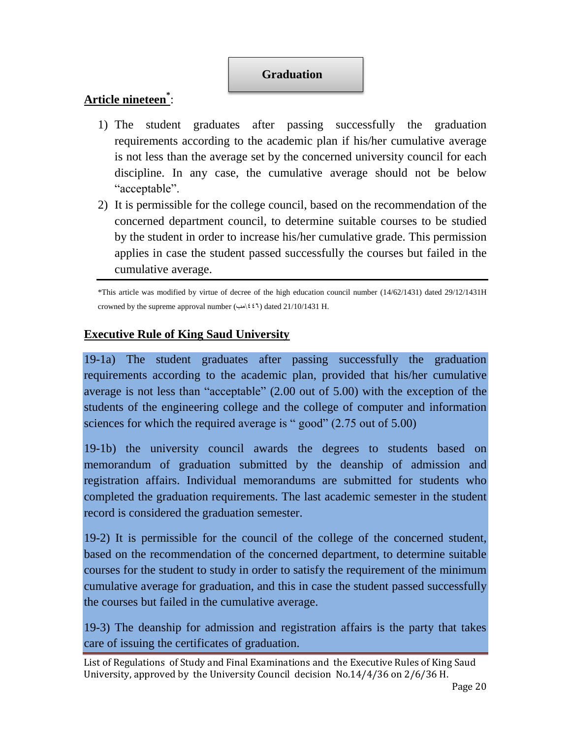## Graduation

**Article nineteen[*]:**

1) The student graduates after passing successfully the graduation requirements according to the academic plan if his/her cumulative average is not less than the average set by the concerned university council for each discipline. In any case, the cumulative average should not be below "acceptable".
2) It is permissible for the college council, based on the recommendation of the concerned department council, to determine suitable courses to be studied by the student in order to increase his/her cumulative grade. This permission applies in case the student passed successfully the courses but failed in the cumulative average.

*This article was modified by virtue of decree of the high education council number (14/62/1431) dated 29/12/1431H crowned by the supreme approval number (٤٤٦\مب) dated 21/10/1431 H.

### Executive Rule of King Saud University

19-1a) The student graduates after passing successfully the graduation requirements according to the academic plan, provided that his/her cumulative average is not less than "acceptable" (2.00 out of 5.00) with the exception of the students of the engineering college and the college of computer and information sciences for which the required average is " good" (2.75 out of 5.00)

19-1b) the university council awards the degrees to students based on memorandum of graduation submitted by the deanship of admission and registration affairs. Individual memorandums are submitted for students who completed the graduation requirements. The last academic semester in the student record is considered the graduation semester.

19-2) It is permissible for the council of the college of the concerned student, based on the recommendation of the concerned department, to determine suitable courses for the student to study in order to satisfy the requirement of the minimum cumulative average for graduation, and this in case the student passed successfully the courses but failed in the cumulative average.

19-3) The deanship for admission and registration affairs is the party that takes care of issuing the certificates of graduation.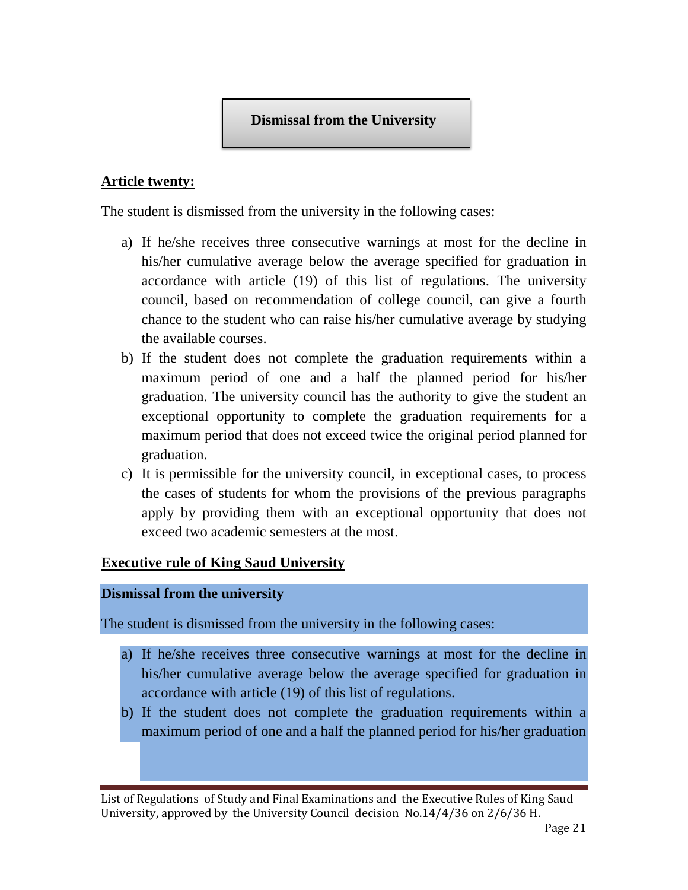## Dismissal from the University

**<u>Article twenty:</u>**

The student is dismissed from the university in the following cases:

a) If he/she receives three consecutive warnings at most for the decline in his/her cumulative average below the average specified for graduation in accordance with article (19) of this list of regulations. The university council, based on recommendation of college council, can give a fourth chance to the student who can raise his/her cumulative average by studying the available courses.

b) If the student does not complete the graduation requirements within a maximum period of one and a half the planned period for his/her graduation. The university council has the authority to give the student an exceptional opportunity to complete the graduation requirements for a maximum period that does not exceed twice the original period planned for graduation.

c) It is permissible for the university council, in exceptional cases, to process the cases of students for whom the provisions of the previous paragraphs apply by providing them with an exceptional opportunity that does not exceed two academic semesters at the most.

**<u>Executive rule of King Saud University</u>**

**Dismissal from the university**

The student is dismissed from the university in the following cases:

a) If he/she receives three consecutive warnings at most for the decline in his/her cumulative average below the average specified for graduation in accordance with article (19) of this list of regulations.

b) If the student does not complete the graduation requirements within a maximum period of one and a half the planned period for his/her graduation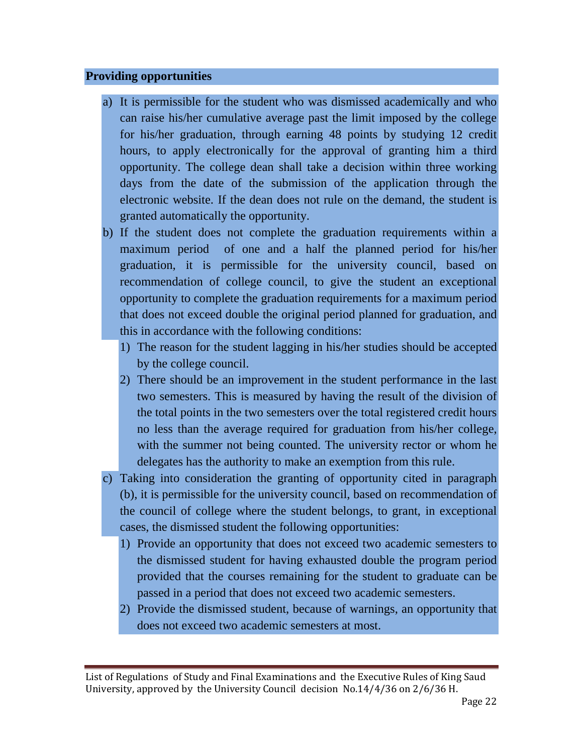**Providing opportunities**

a) It is permissible for the student who was dismissed academically and who can raise his/her cumulative average past the limit imposed by the college for his/her graduation, through earning 48 points by studying 12 credit hours, to apply electronically for the approval of granting him a third opportunity. The college dean shall take a decision within three working days from the date of the submission of the application through the electronic website. If the dean does not rule on the demand, the student is granted automatically the opportunity.

b) If the student does not complete the graduation requirements within a maximum period of one and a half the planned period for his/her graduation, it is permissible for the university council, based on recommendation of college council, to give the student an exceptional opportunity to complete the graduation requirements for a maximum period that does not exceed double the original period planned for graduation, and this in accordance with the following conditions:
   1) The reason for the student lagging in his/her studies should be accepted by the college council.
   2) There should be an improvement in the student performance in the last two semesters. This is measured by having the result of the division of the total points in the two semesters over the total registered credit hours no less than the average required for graduation from his/her college, with the summer not being counted. The university rector or whom he delegates has the authority to make an exemption from this rule.

c) Taking into consideration the granting of opportunity cited in paragraph (b), it is permissible for the university council, based on recommendation of the council of college where the student belongs, to grant, in exceptional cases, the dismissed student the following opportunities:
   1) Provide an opportunity that does not exceed two academic semesters to the dismissed student for having exhausted double the program period provided that the courses remaining for the student to graduate can be passed in a period that does not exceed two academic semesters.
   2) Provide the dismissed student, because of warnings, an opportunity that does not exceed two academic semesters at most.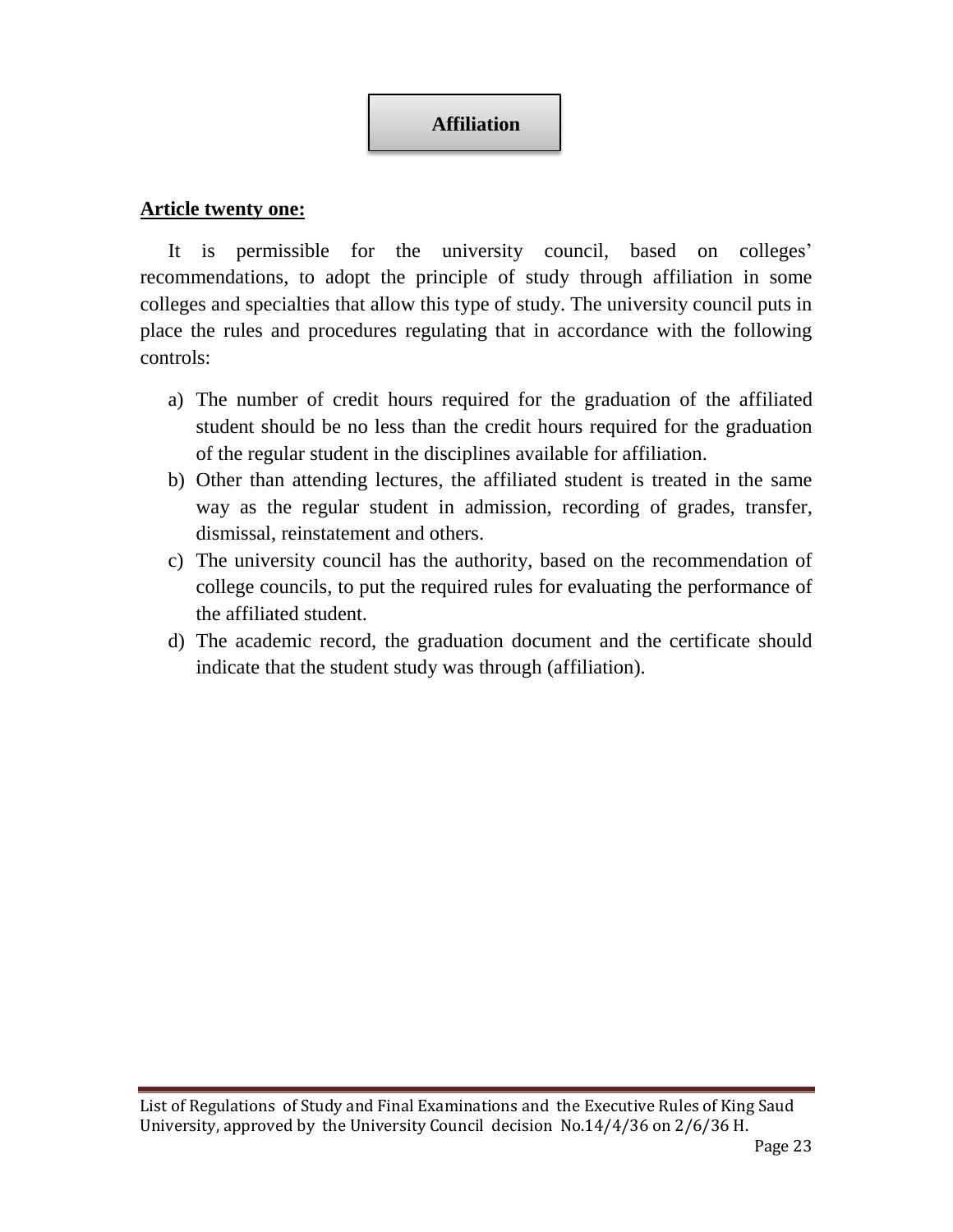## Affiliation

**Article twenty one:**

It is permissible for the university council, based on colleges' recommendations, to adopt the principle of study through affiliation in some colleges and specialties that allow this type of study. The university council puts in place the rules and procedures regulating that in accordance with the following controls:

a) The number of credit hours required for the graduation of the affiliated student should be no less than the credit hours required for the graduation of the regular student in the disciplines available for affiliation.
b) Other than attending lectures, the affiliated student is treated in the same way as the regular student in admission, recording of grades, transfer, dismissal, reinstatement and others.
c) The university council has the authority, based on the recommendation of college councils, to put the required rules for evaluating the performance of the affiliated student.
d) The academic record, the graduation document and the certificate should indicate that the student study was through (affiliation).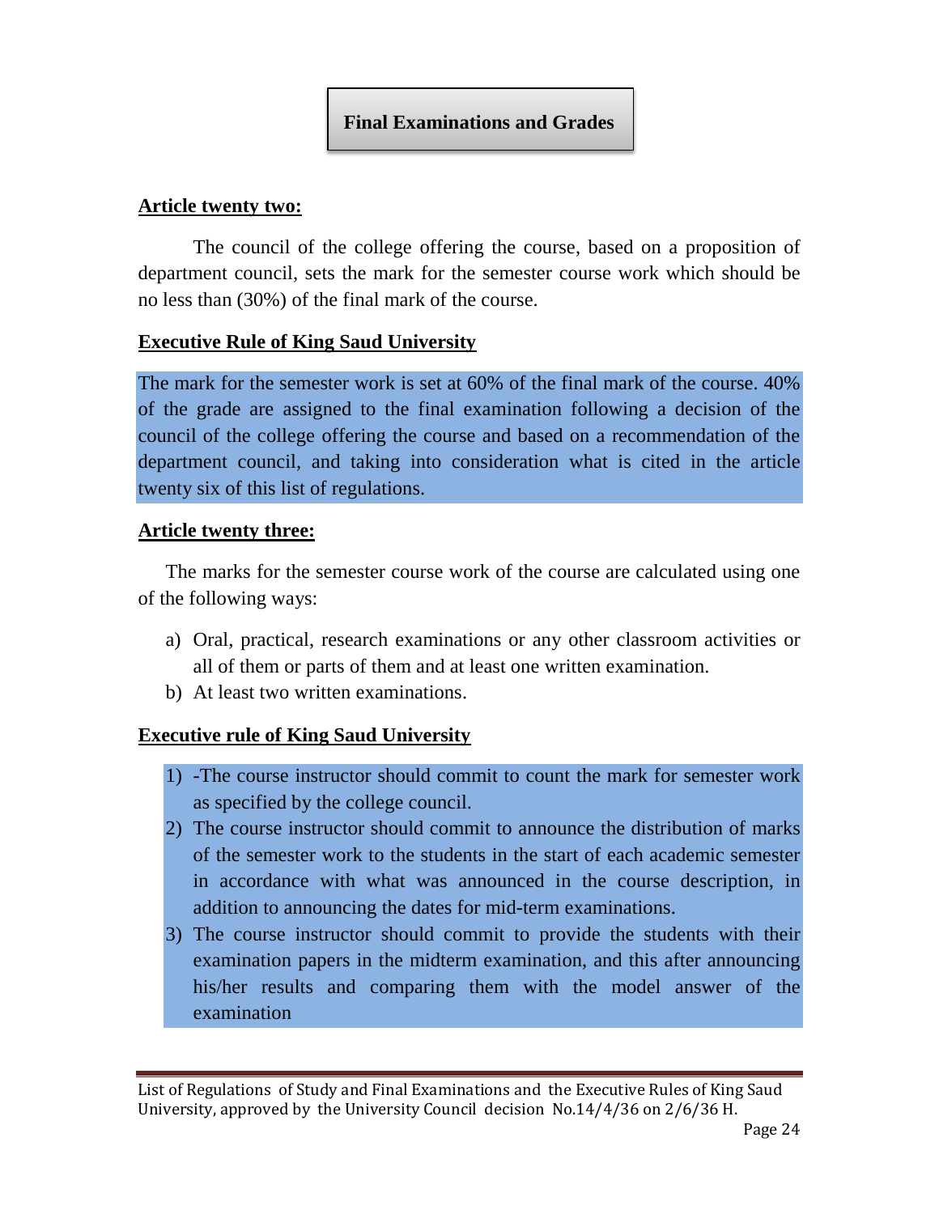## Final Examinations and Grades

**Article twenty two:**

The council of the college offering the course, based on a proposition of department council, sets the mark for the semester course work which should be no less than (30%) of the final mark of the course.

**Executive Rule of King Saud University**

The mark for the semester work is set at 60% of the final mark of the course. 40% of the grade are assigned to the final examination following a decision of the council of the college offering the course and based on a recommendation of the department council, and taking into consideration what is cited in the article twenty six of this list of regulations.

**Article twenty three:**

The marks for the semester course work of the course are calculated using one of the following ways:

a) Oral, practical, research examinations or any other classroom activities or all of them or parts of them and at least one written examination.
b) At least two written examinations.

**Executive rule of King Saud University**

1) -The course instructor should commit to count the mark for semester work as specified by the college council.
2) The course instructor should commit to announce the distribution of marks of the semester work to the students in the start of each academic semester in accordance with what was announced in the course description, in addition to announcing the dates for mid-term examinations.
3) The course instructor should commit to provide the students with their examination papers in the midterm examination, and this after announcing his/her results and comparing them with the model answer of the examination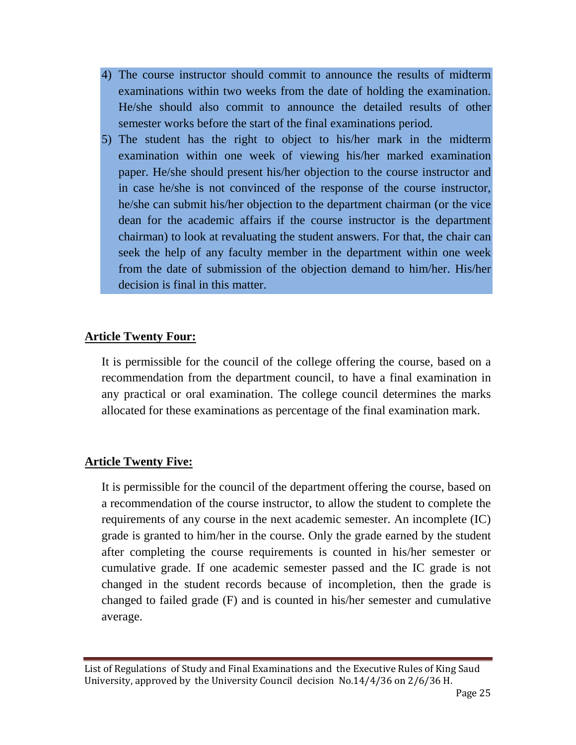4) The course instructor should commit to announce the results of midterm examinations within two weeks from the date of holding the examination. He/she should also commit to announce the detailed results of other semester works before the start of the final examinations period.
5) The student has the right to object to his/her mark in the midterm examination within one week of viewing his/her marked examination paper. He/she should present his/her objection to the course instructor and in case he/she is not convinced of the response of the course instructor, he/she can submit his/her objection to the department chairman (or the vice dean for the academic affairs if the course instructor is the department chairman) to look at revaluating the student answers. For that, the chair can seek the help of any faculty member in the department within one week from the date of submission of the objection demand to him/her. His/her decision is final in this matter.

**Article Twenty Four:**

It is permissible for the council of the college offering the course, based on a recommendation from the department council, to have a final examination in any practical or oral examination. The college council determines the marks allocated for these examinations as percentage of the final examination mark.

**Article Twenty Five:**

It is permissible for the council of the department offering the course, based on a recommendation of the course instructor, to allow the student to complete the requirements of any course in the next academic semester. An incomplete (IC) grade is granted to him/her in the course. Only the grade earned by the student after completing the course requirements is counted in his/her semester or cumulative grade. If one academic semester passed and the IC grade is not changed in the student records because of incompletion, then the grade is changed to failed grade (F) and is counted in his/her semester and cumulative average.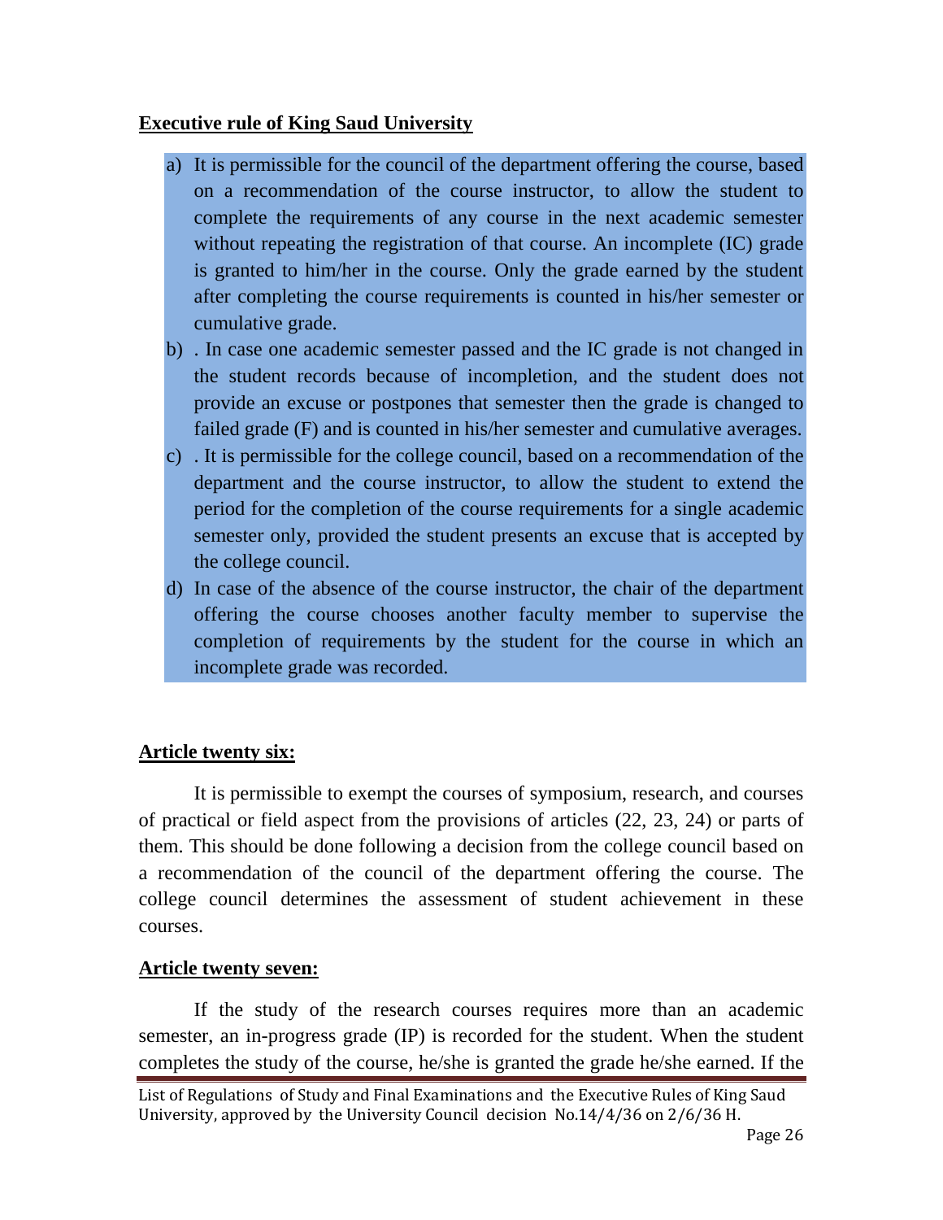**Executive rule of King Saud University**

a) It is permissible for the council of the department offering the course, based on a recommendation of the course instructor, to allow the student to complete the requirements of any course in the next academic semester without repeating the registration of that course. An incomplete (IC) grade is granted to him/her in the course. Only the grade earned by the student after completing the course requirements is counted in his/her semester or cumulative grade.

b) . In case one academic semester passed and the IC grade is not changed in the student records because of incompletion, and the student does not provide an excuse or postpones that semester then the grade is changed to failed grade (F) and is counted in his/her semester and cumulative averages.

c) . It is permissible for the college council, based on a recommendation of the department and the course instructor, to allow the student to extend the period for the completion of the course requirements for a single academic semester only, provided the student presents an excuse that is accepted by the college council.

d) In case of the absence of the course instructor, the chair of the department offering the course chooses another faculty member to supervise the completion of requirements by the student for the course in which an incomplete grade was recorded.

**Article twenty six:**

It is permissible to exempt the courses of symposium, research, and courses of practical or field aspect from the provisions of articles (22, 23, 24) or parts of them. This should be done following a decision from the college council based on a recommendation of the council of the department offering the course. The college council determines the assessment of student achievement in these courses.

**Article twenty seven:**

If the study of the research courses requires more than an academic semester, an in-progress grade (IP) is recorded for the student. When the student completes the study of the course, he/she is granted the grade he/she earned. If the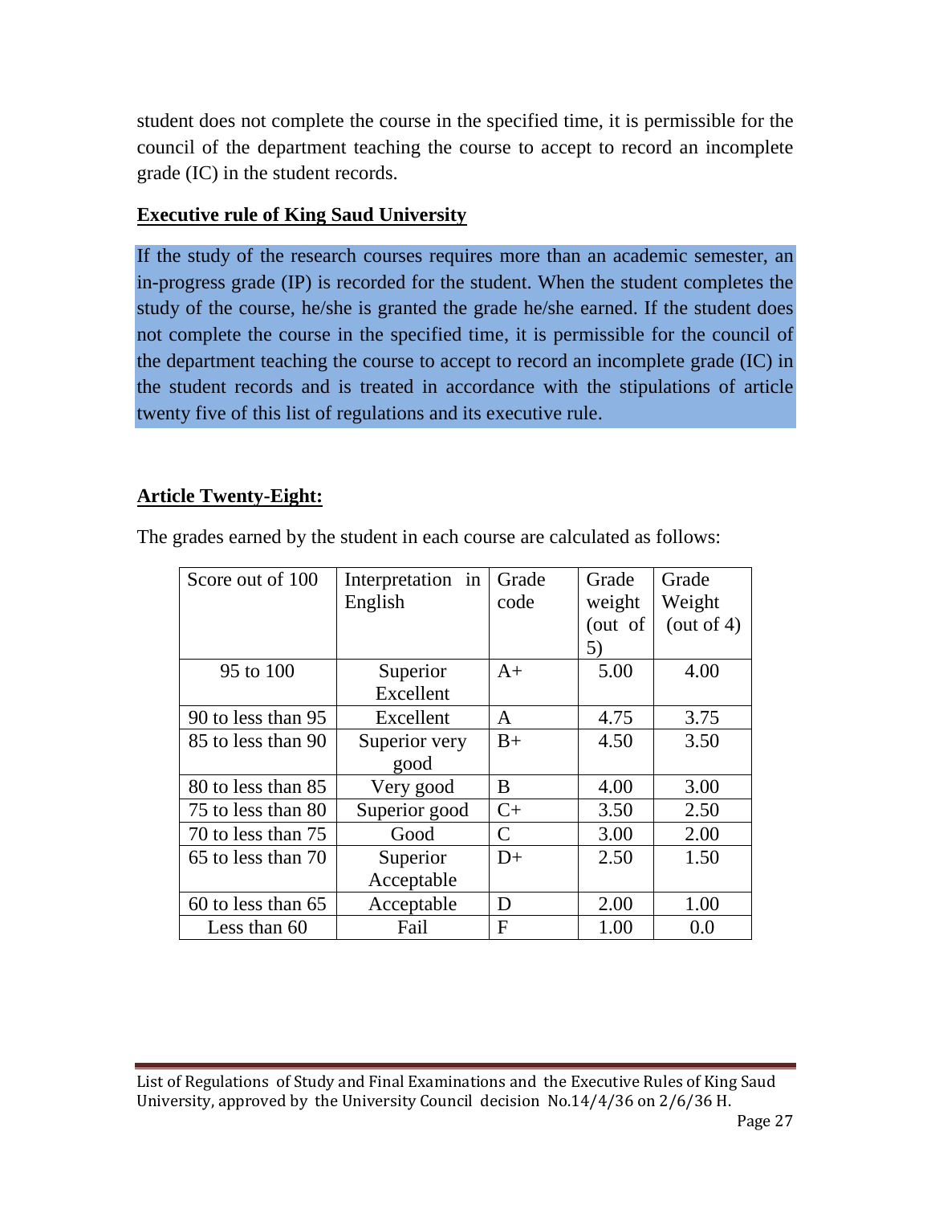student does not complete the course in the specified time, it is permissible for the council of the department teaching the course to accept to record an incomplete grade (IC) in the student records.

**Executive rule of King Saud University**

If the study of the research courses requires more than an academic semester, an in-progress grade (IP) is recorded for the student. When the student completes the study of the course, he/she is granted the grade he/she earned. If the student does not complete the course in the specified time, it is permissible for the council of the department teaching the course to accept to record an incomplete grade (IC) in the student records and is treated in accordance with the stipulations of article twenty five of this list of regulations and its executive rule.

**Article Twenty-Eight:**

The grades earned by the student in each course are calculated as follows:

| Score out of 100 | Interpretation in English | Grade code | Grade weight (out of 5) | Grade Weight (out of 4) |
|---|---|---|---|---|
| 95 to 100 | Superior Excellent | A+ | 5.00 | 4.00 |
| 90 to less than 95 | Excellent | A | 4.75 | 3.75 |
| 85 to less than 90 | Superior very good | B+ | 4.50 | 3.50 |
| 80 to less than 85 | Very good | B | 4.00 | 3.00 |
| 75 to less than 80 | Superior good | C+ | 3.50 | 2.50 |
| 70 to less than 75 | Good | C | 3.00 | 2.00 |
| 65 to less than 70 | Superior Acceptable | D+ | 2.50 | 1.50 |
| 60 to less than 65 | Acceptable | D | 2.00 | 1.00 |
| Less than 60 | Fail | F | 1.00 | 0.0 |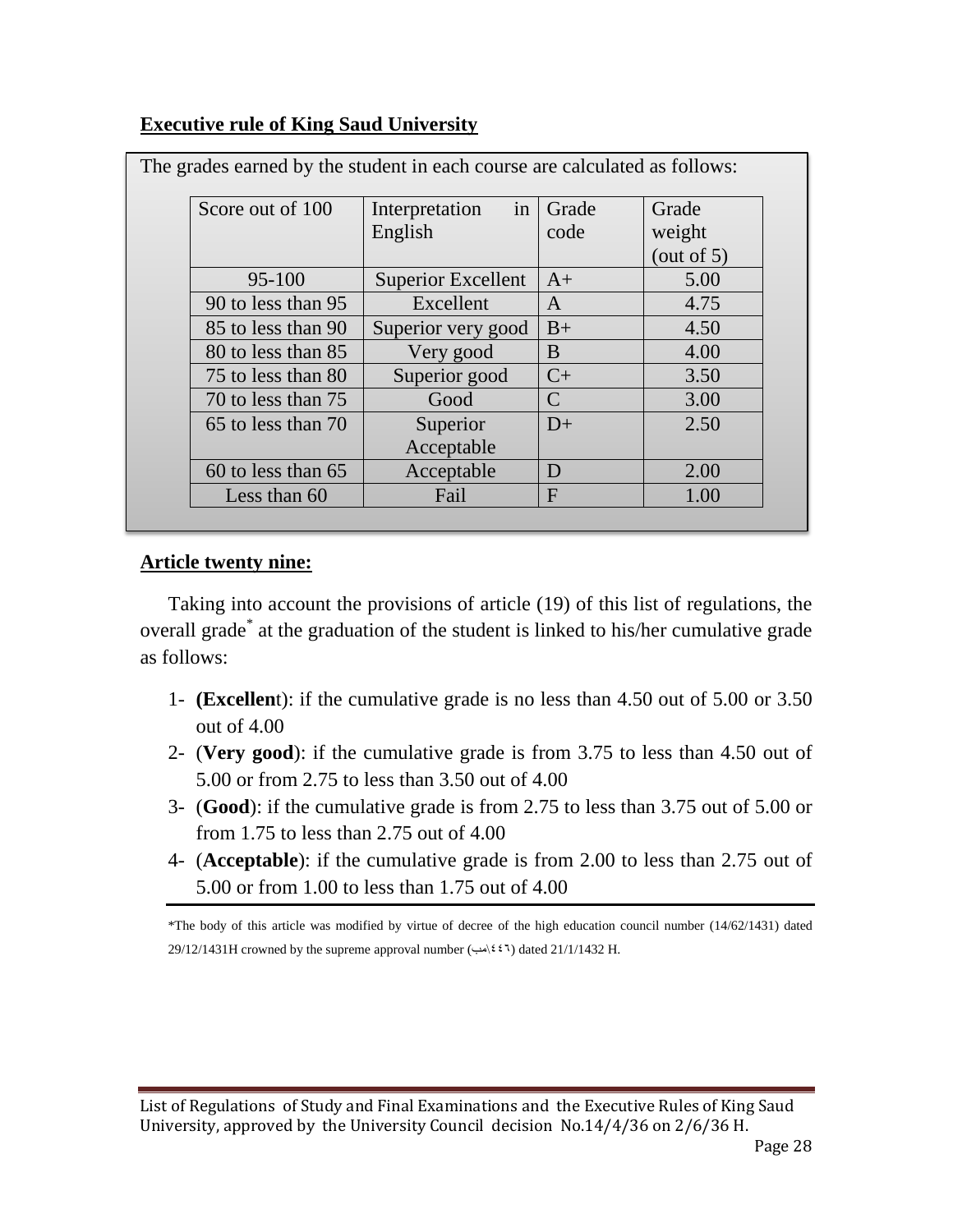**Executive rule of King Saud University**

The grades earned by the student in each course are calculated as follows:

| Score out of 100 | Interpretation in English | Grade code | Grade weight (out of 5) |
|---|---|---|---|
| 95-100 | Superior Excellent | A+ | 5.00 |
| 90 to less than 95 | Excellent | A | 4.75 |
| 85 to less than 90 | Superior very good | B+ | 4.50 |
| 80 to less than 85 | Very good | B | 4.00 |
| 75 to less than 80 | Superior good | C+ | 3.50 |
| 70 to less than 75 | Good | C | 3.00 |
| 65 to less than 70 | Superior Acceptable | D+ | 2.50 |
| 60 to less than 65 | Acceptable | D | 2.00 |
| Less than 60 | Fail | F | 1.00 |

**Article twenty nine:**

Taking into account the provisions of article (19) of this list of regulations, the overall grade* at the graduation of the student is linked to his/her cumulative grade as follows:

1- **(Excellen**t): if the cumulative grade is no less than 4.50 out of 5.00 or 3.50 out of 4.00
2- (**Very good**): if the cumulative grade is from 3.75 to less than 4.50 out of 5.00 or from 2.75 to less than 3.50 out of 4.00
3- (**Good**): if the cumulative grade is from 2.75 to less than 3.75 out of 5.00 or from 1.75 to less than 2.75 out of 4.00
4- (**Acceptable**): if the cumulative grade is from 2.00 to less than 2.75 out of 5.00 or from 1.00 to less than 1.75 out of 4.00

*The body of this article was modified by virtue of decree of the high education council number (14/62/1431) dated 29/12/1431H crowned by the supreme approval number (٤٤٦\مب) dated 21/1/1432 H.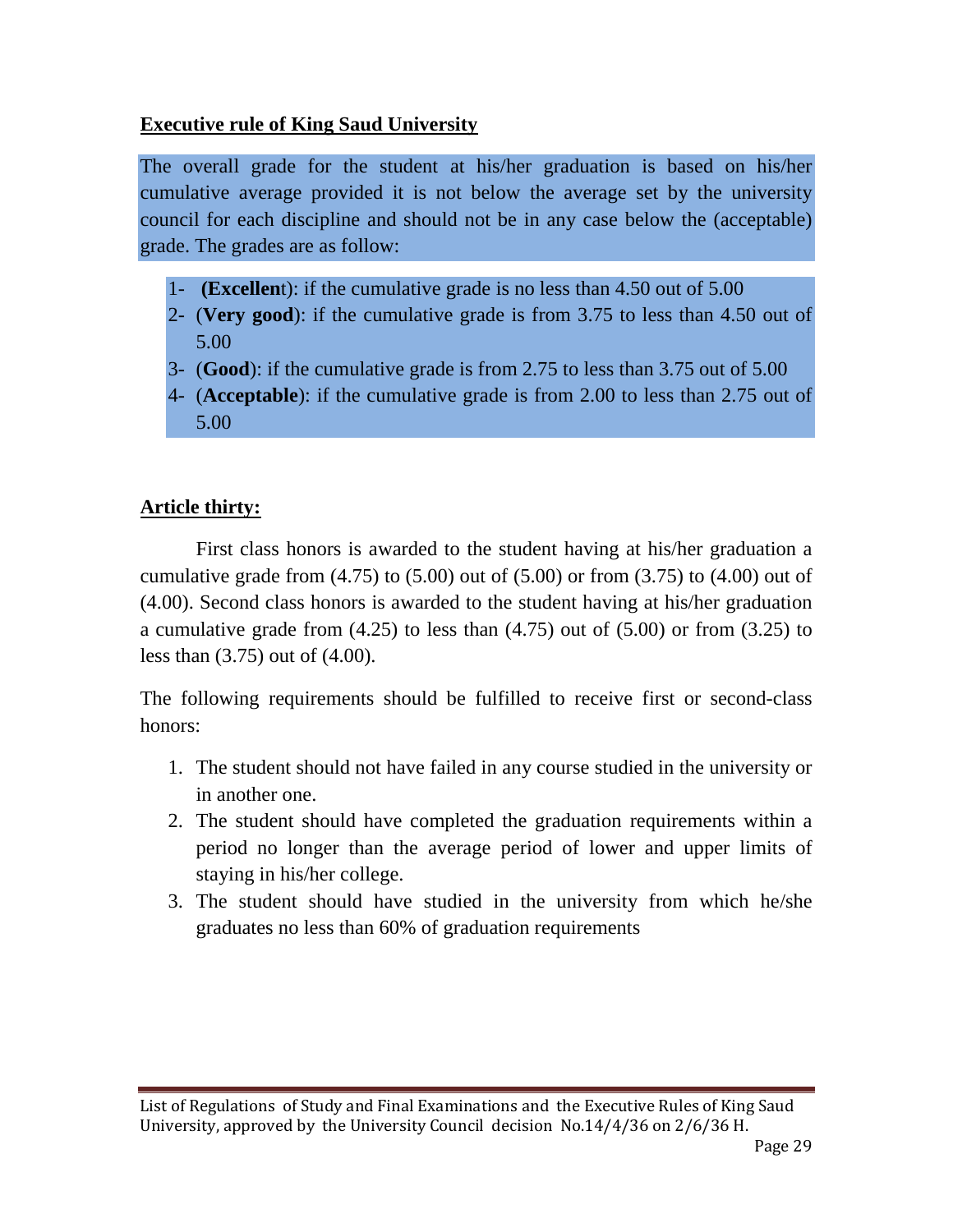**Executive rule of King Saud University**

The overall grade for the student at his/her graduation is based on his/her cumulative average provided it is not below the average set by the university council for each discipline and should not be in any case below the (acceptable) grade. The grades are as follow:

1- **(Excellen**t): if the cumulative grade is no less than 4.50 out of 5.00
2- (**Very good**): if the cumulative grade is from 3.75 to less than 4.50 out of 5.00
3- (**Good**): if the cumulative grade is from 2.75 to less than 3.75 out of 5.00
4- (**Acceptable**): if the cumulative grade is from 2.00 to less than 2.75 out of 5.00

**Article thirty:**

First class honors is awarded to the student having at his/her graduation a cumulative grade from (4.75) to (5.00) out of (5.00) or from (3.75) to (4.00) out of (4.00). Second class honors is awarded to the student having at his/her graduation a cumulative grade from (4.25) to less than (4.75) out of (5.00) or from (3.25) to less than (3.75) out of (4.00).

The following requirements should be fulfilled to receive first or second-class honors:

1. The student should not have failed in any course studied in the university or in another one.
2. The student should have completed the graduation requirements within a period no longer than the average period of lower and upper limits of staying in his/her college.
3. The student should have studied in the university from which he/she graduates no less than 60% of graduation requirements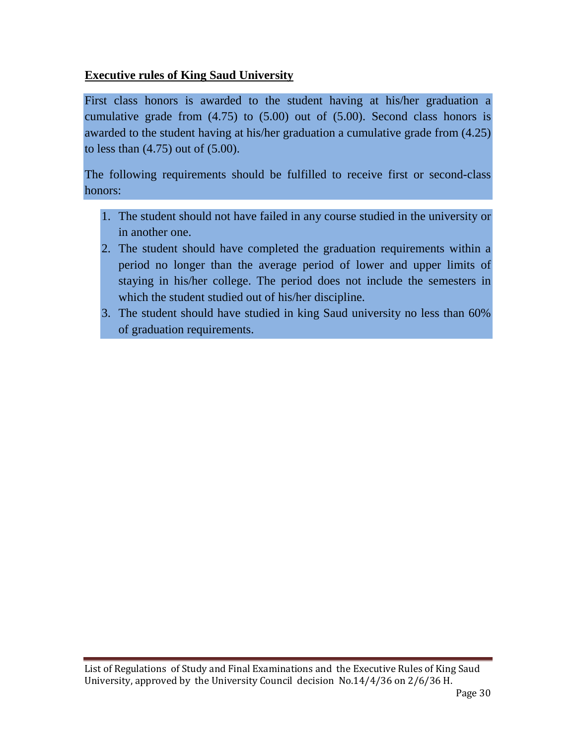**Executive rules of King Saud University**

First class honors is awarded to the student having at his/her graduation a cumulative grade from (4.75) to (5.00) out of (5.00). Second class honors is awarded to the student having at his/her graduation a cumulative grade from (4.25) to less than (4.75) out of (5.00).

The following requirements should be fulfilled to receive first or second-class honors:

1. The student should not have failed in any course studied in the university or in another one.
2. The student should have completed the graduation requirements within a period no longer than the average period of lower and upper limits of staying in his/her college. The period does not include the semesters in which the student studied out of his/her discipline.
3. The student should have studied in king Saud university no less than 60% of graduation requirements.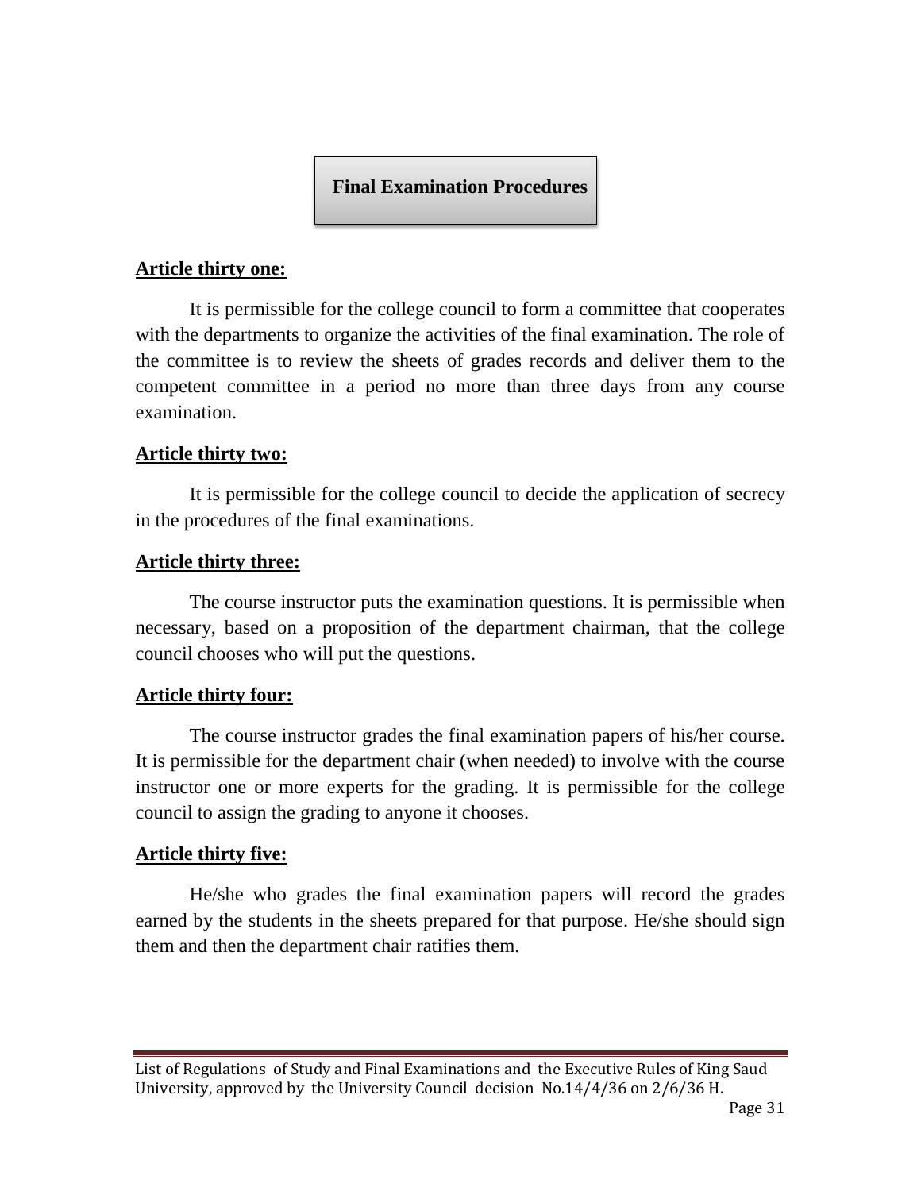## Final Examination Procedures

**Article thirty one:**

It is permissible for the college council to form a committee that cooperates with the departments to organize the activities of the final examination. The role of the committee is to review the sheets of grades records and deliver them to the competent committee in a period no more than three days from any course examination.

**Article thirty two:**

It is permissible for the college council to decide the application of secrecy in the procedures of the final examinations.

**Article thirty three:**

The course instructor puts the examination questions. It is permissible when necessary, based on a proposition of the department chairman, that the college council chooses who will put the questions.

**Article thirty four:**

The course instructor grades the final examination papers of his/her course. It is permissible for the department chair (when needed) to involve with the course instructor one or more experts for the grading. It is permissible for the college council to assign the grading to anyone it chooses.

**Article thirty five:**

He/she who grades the final examination papers will record the grades earned by the students in the sheets prepared for that purpose. He/she should sign them and then the department chair ratifies them.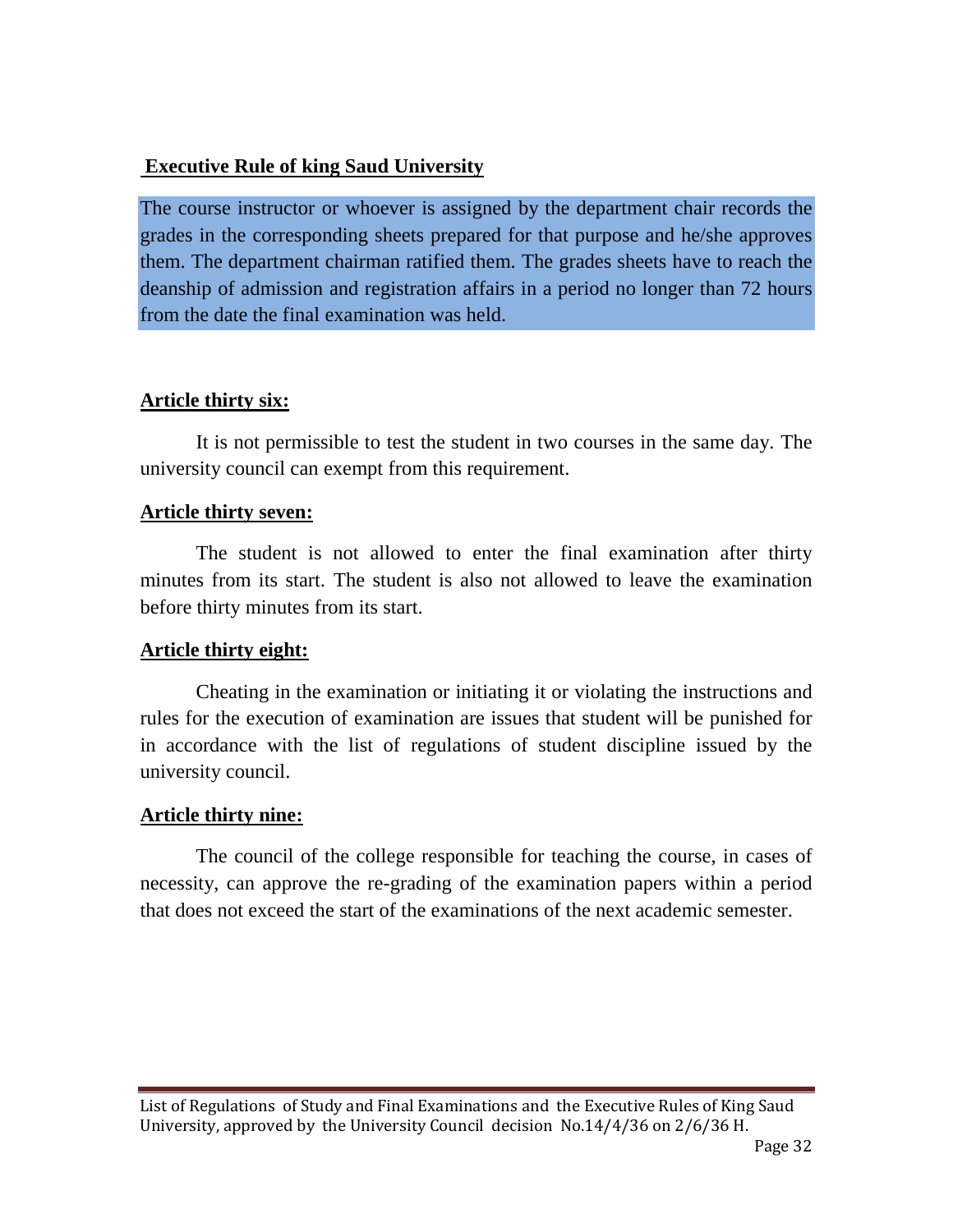**Executive Rule of king Saud University**

The course instructor or whoever is assigned by the department chair records the grades in the corresponding sheets prepared for that purpose and he/she approves them. The department chairman ratified them. The grades sheets have to reach the deanship of admission and registration affairs in a period no longer than 72 hours from the date the final examination was held.

**Article thirty six:**

It is not permissible to test the student in two courses in the same day. The university council can exempt from this requirement.

**Article thirty seven:**

The student is not allowed to enter the final examination after thirty minutes from its start. The student is also not allowed to leave the examination before thirty minutes from its start.

**Article thirty eight:**

Cheating in the examination or initiating it or violating the instructions and rules for the execution of examination are issues that student will be punished for in accordance with the list of regulations of student discipline issued by the university council.

**Article thirty nine:**

The council of the college responsible for teaching the course, in cases of necessity, can approve the re-grading of the examination papers within a period that does not exceed the start of the examinations of the next academic semester.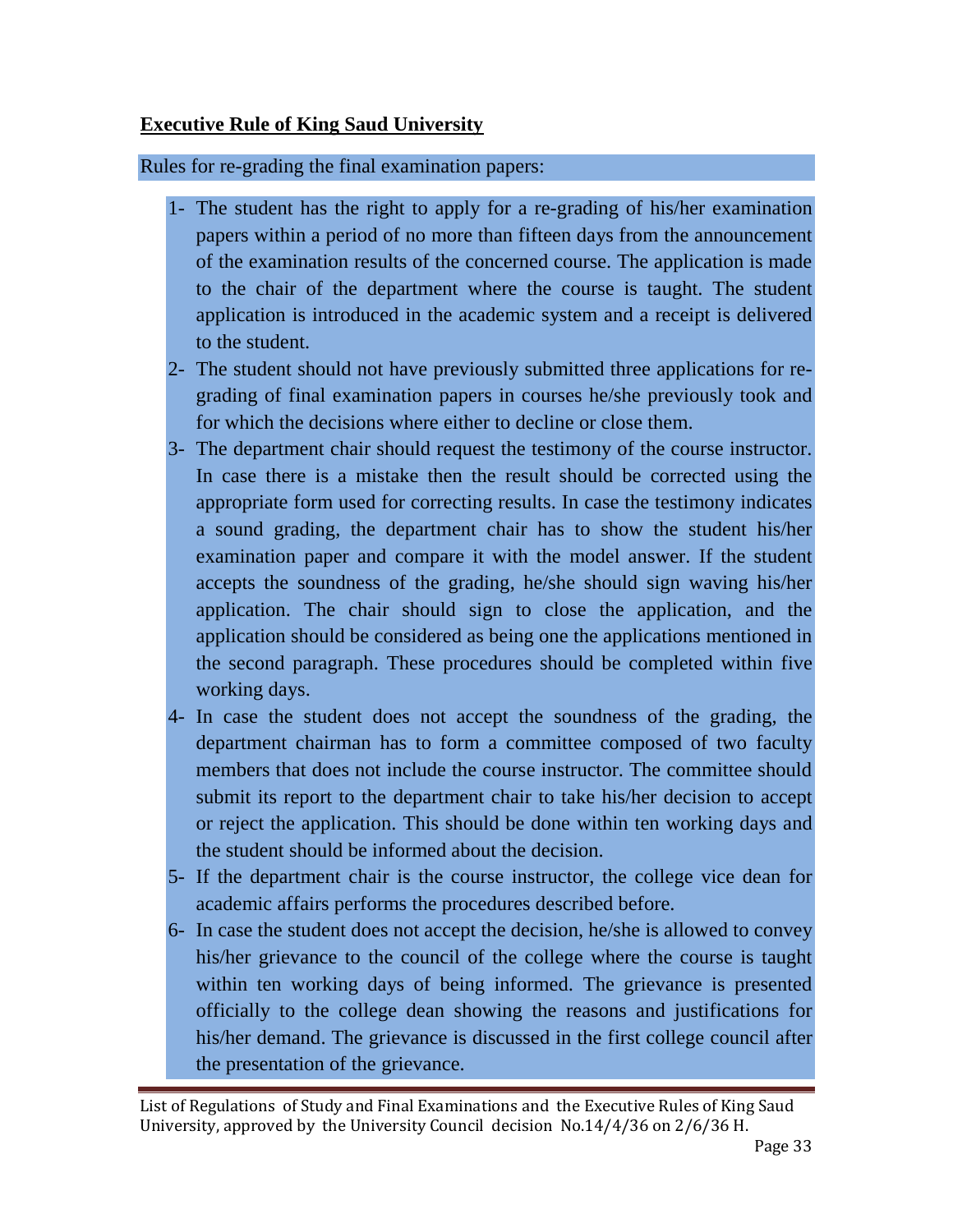## Executive Rule of King Saud University

Rules for re-grading the final examination papers:

1- The student has the right to apply for a re-grading of his/her examination papers within a period of no more than fifteen days from the announcement of the examination results of the concerned course. The application is made to the chair of the department where the course is taught. The student application is introduced in the academic system and a receipt is delivered to the student.

2- The student should not have previously submitted three applications for re-grading of final examination papers in courses he/she previously took and for which the decisions where either to decline or close them.

3- The department chair should request the testimony of the course instructor. In case there is a mistake then the result should be corrected using the appropriate form used for correcting results. In case the testimony indicates a sound grading, the department chair has to show the student his/her examination paper and compare it with the model answer. If the student accepts the soundness of the grading, he/she should sign waving his/her application. The chair should sign to close the application, and the application should be considered as being one the applications mentioned in the second paragraph. These procedures should be completed within five working days.

4- In case the student does not accept the soundness of the grading, the department chairman has to form a committee composed of two faculty members that does not include the course instructor. The committee should submit its report to the department chair to take his/her decision to accept or reject the application. This should be done within ten working days and the student should be informed about the decision.

5- If the department chair is the course instructor, the college vice dean for academic affairs performs the procedures described before.

6- In case the student does not accept the decision, he/she is allowed to convey his/her grievance to the council of the college where the course is taught within ten working days of being informed. The grievance is presented officially to the college dean showing the reasons and justifications for his/her demand. The grievance is discussed in the first college council after the presentation of the grievance.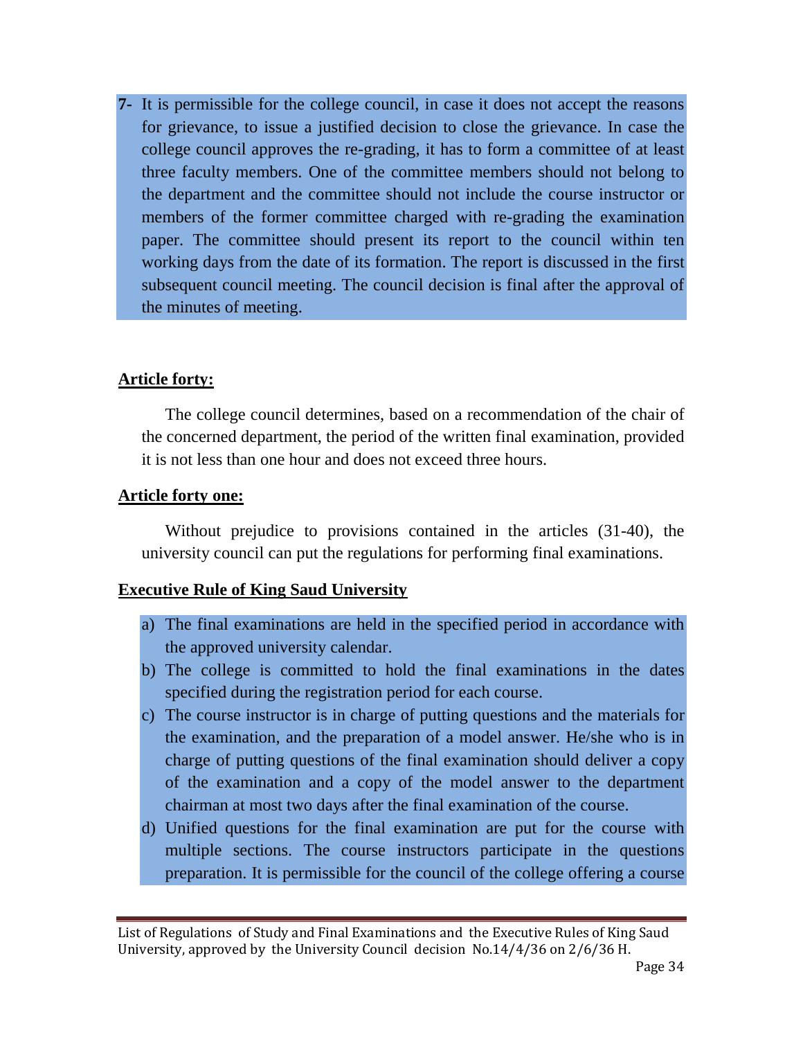7- It is permissible for the college council, in case it does not accept the reasons for grievance, to issue a justified decision to close the grievance. In case the college council approves the re-grading, it has to form a committee of at least three faculty members. One of the committee members should not belong to the department and the committee should not include the course instructor or members of the former committee charged with re-grading the examination paper. The committee should present its report to the council within ten working days from the date of its formation. The report is discussed in the first subsequent council meeting. The council decision is final after the approval of the minutes of meeting.

**Article forty:**

The college council determines, based on a recommendation of the chair of the concerned department, the period of the written final examination, provided it is not less than one hour and does not exceed three hours.

**Article forty one:**

Without prejudice to provisions contained in the articles (31-40), the university council can put the regulations for performing final examinations.

**Executive Rule of King Saud University**

a) The final examinations are held in the specified period in accordance with the approved university calendar.
b) The college is committed to hold the final examinations in the dates specified during the registration period for each course.
c) The course instructor is in charge of putting questions and the materials for the examination, and the preparation of a model answer. He/she who is in charge of putting questions of the final examination should deliver a copy of the examination and a copy of the model answer to the department chairman at most two days after the final examination of the course.
d) Unified questions for the final examination are put for the course with multiple sections. The course instructors participate in the questions preparation. It is permissible for the council of the college offering a course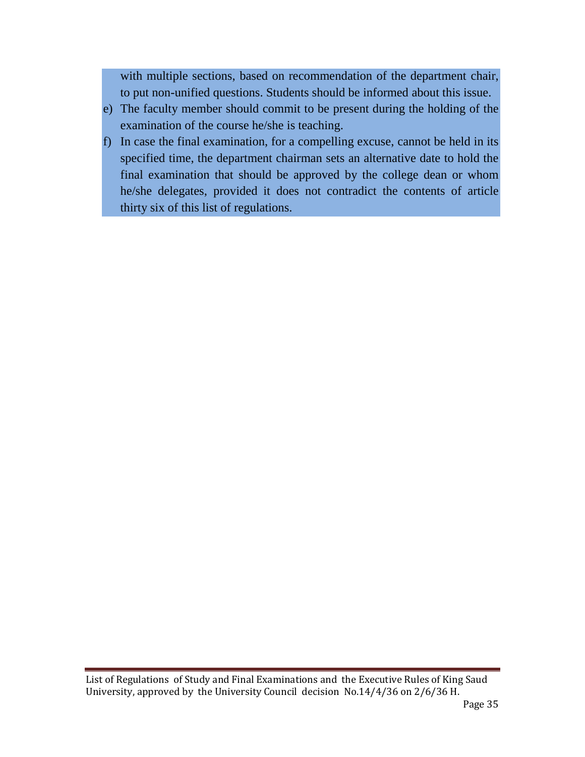with multiple sections, based on recommendation of the department chair, to put non-unified questions. Students should be informed about this issue.

e) The faculty member should commit to be present during the holding of the examination of the course he/she is teaching.

f) In case the final examination, for a compelling excuse, cannot be held in its specified time, the department chairman sets an alternative date to hold the final examination that should be approved by the college dean or whom he/she delegates, provided it does not contradict the contents of article thirty six of this list of regulations.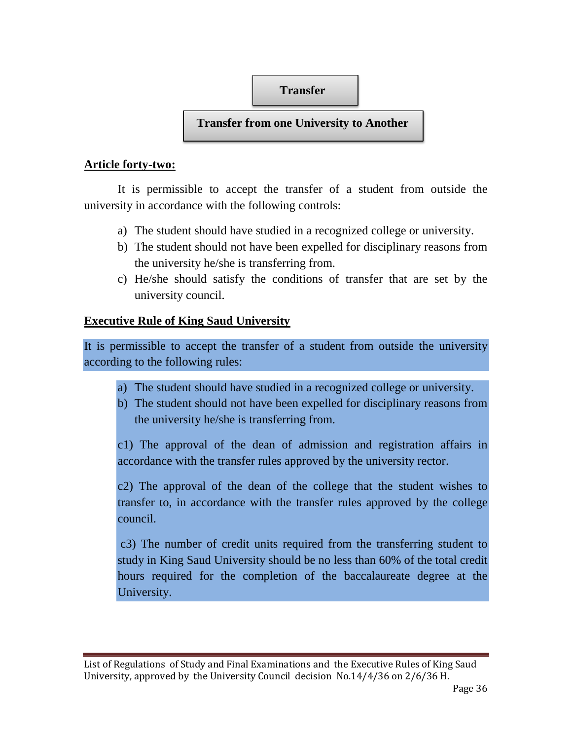## Transfer

### Transfer from one University to Another

**Article forty-two:**

It is permissible to accept the transfer of a student from outside the university in accordance with the following controls:

a) The student should have studied in a recognized college or university.
b) The student should not have been expelled for disciplinary reasons from the university he/she is transferring from.
c) He/she should satisfy the conditions of transfer that are set by the university council.

**Executive Rule of King Saud University**

It is permissible to accept the transfer of a student from outside the university according to the following rules:

a) The student should have studied in a recognized college or university.
b) The student should not have been expelled for disciplinary reasons from the university he/she is transferring from.

c1) The approval of the dean of admission and registration affairs in accordance with the transfer rules approved by the university rector.

c2) The approval of the dean of the college that the student wishes to transfer to, in accordance with the transfer rules approved by the college council.

c3) The number of credit units required from the transferring student to study in King Saud University should be no less than 60% of the total credit hours required for the completion of the baccalaureate degree at the University.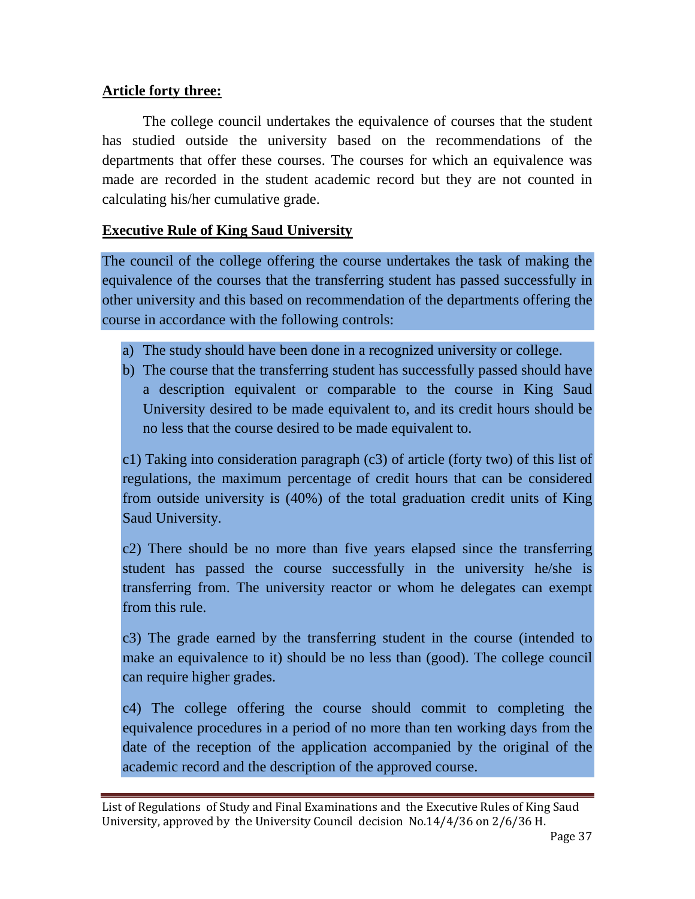**Article forty three:**

The college council undertakes the equivalence of courses that the student has studied outside the university based on the recommendations of the departments that offer these courses. The courses for which an equivalence was made are recorded in the student academic record but they are not counted in calculating his/her cumulative grade.

**Executive Rule of King Saud University**

The council of the college offering the course undertakes the task of making the equivalence of the courses that the transferring student has passed successfully in other university and this based on recommendation of the departments offering the course in accordance with the following controls:

a) The study should have been done in a recognized university or college.
b) The course that the transferring student has successfully passed should have a description equivalent or comparable to the course in King Saud University desired to be made equivalent to, and its credit hours should be no less that the course desired to be made equivalent to.

c1) Taking into consideration paragraph (c3) of article (forty two) of this list of regulations, the maximum percentage of credit hours that can be considered from outside university is (40%) of the total graduation credit units of King Saud University.

c2) There should be no more than five years elapsed since the transferring student has passed the course successfully in the university he/she is transferring from. The university reactor or whom he delegates can exempt from this rule.

c3) The grade earned by the transferring student in the course (intended to make an equivalence to it) should be no less than (good). The college council can require higher grades.

c4) The college offering the course should commit to completing the equivalence procedures in a period of no more than ten working days from the date of the reception of the application accompanied by the original of the academic record and the description of the approved course.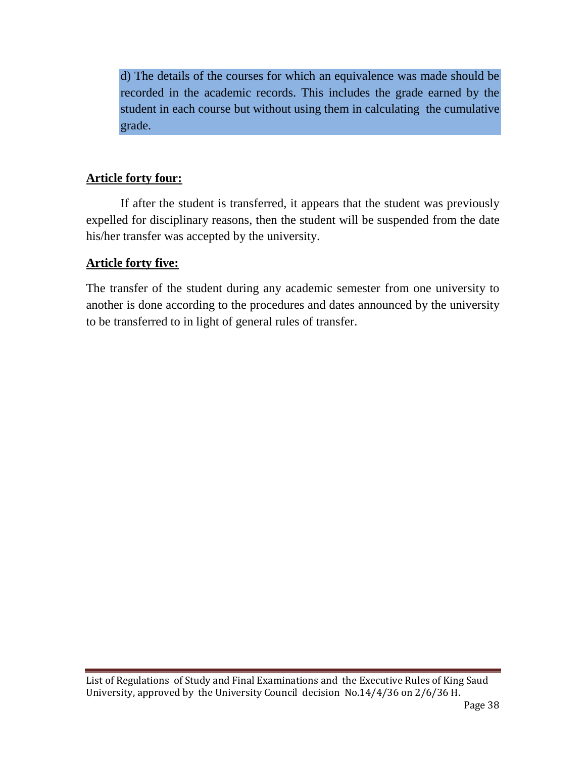d) The details of the courses for which an equivalence was made should be recorded in the academic records. This includes the grade earned by the student in each course but without using them in calculating the cumulative grade.

**Article forty four:**

If after the student is transferred, it appears that the student was previously expelled for disciplinary reasons, then the student will be suspended from the date his/her transfer was accepted by the university.

**Article forty five:**

The transfer of the student during any academic semester from one university to another is done according to the procedures and dates announced by the university to be transferred to in light of general rules of transfer.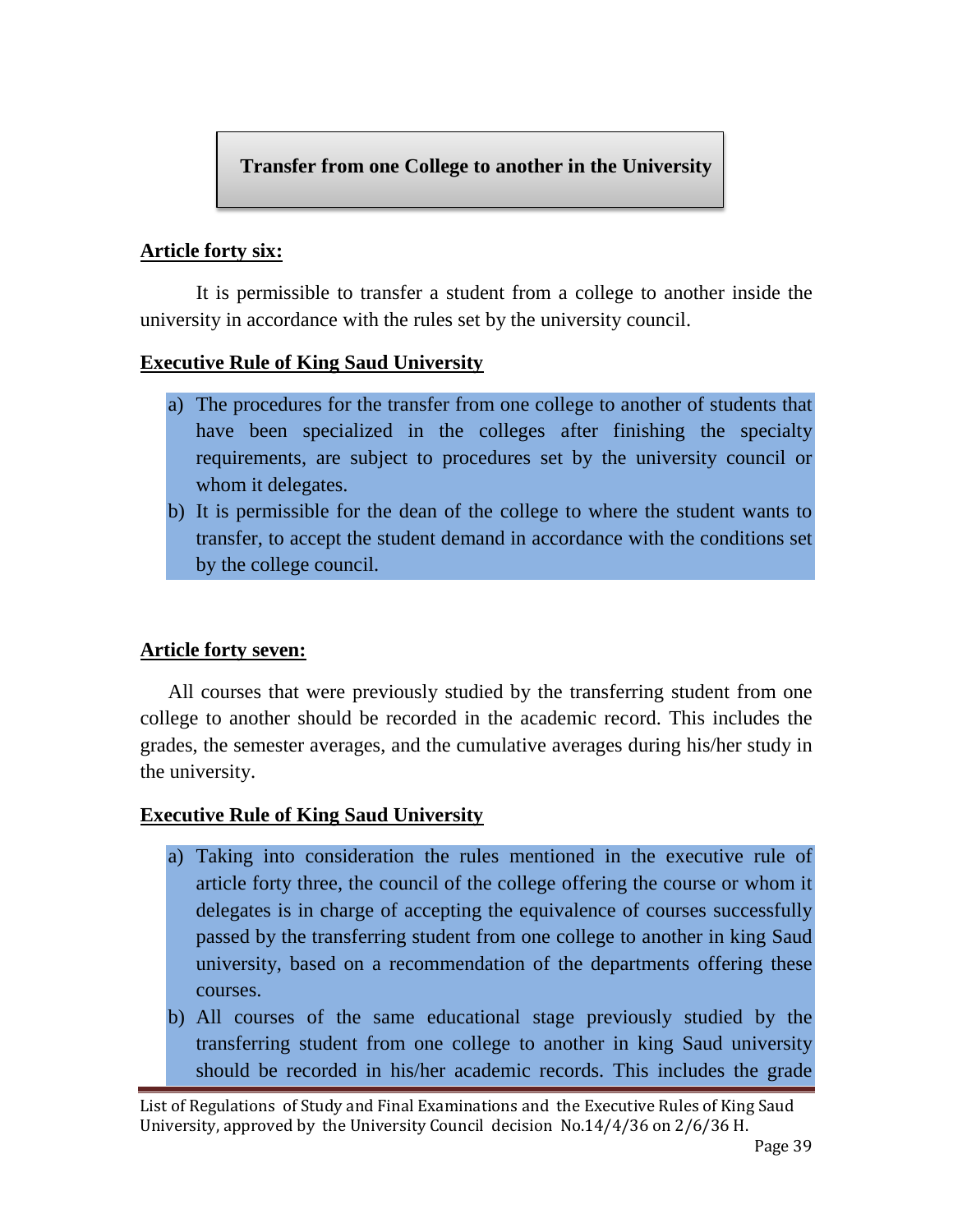## Transfer from one College to another in the University

**Article forty six:**

It is permissible to transfer a student from a college to another inside the university in accordance with the rules set by the university council.

**Executive Rule of King Saud University**

a) The procedures for the transfer from one college to another of students that have been specialized in the colleges after finishing the specialty requirements, are subject to procedures set by the university council or whom it delegates.

b) It is permissible for the dean of the college to where the student wants to transfer, to accept the student demand in accordance with the conditions set by the college council.

**Article forty seven:**

All courses that were previously studied by the transferring student from one college to another should be recorded in the academic record. This includes the grades, the semester averages, and the cumulative averages during his/her study in the university.

**Executive Rule of King Saud University**

a) Taking into consideration the rules mentioned in the executive rule of article forty three, the council of the college offering the course or whom it delegates is in charge of accepting the equivalence of courses successfully passed by the transferring student from one college to another in king Saud university, based on a recommendation of the departments offering these courses.

b) All courses of the same educational stage previously studied by the transferring student from one college to another in king Saud university should be recorded in his/her academic records. This includes the grade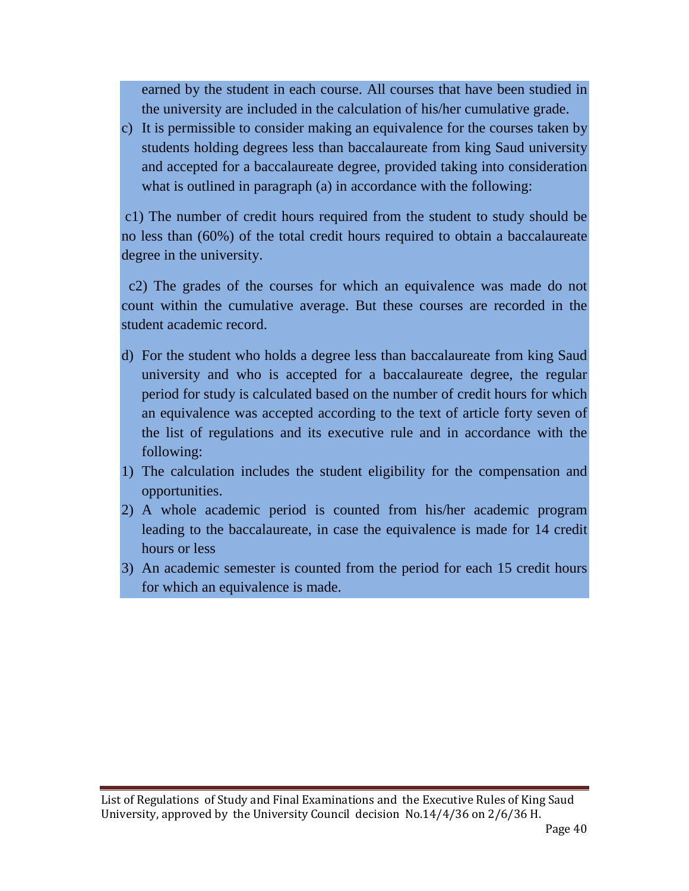earned by the student in each course. All courses that have been studied in the university are included in the calculation of his/her cumulative grade.

c) It is permissible to consider making an equivalence for the courses taken by students holding degrees less than baccalaureate from king Saud university and accepted for a baccalaureate degree, provided taking into consideration what is outlined in paragraph (a) in accordance with the following:

c1) The number of credit hours required from the student to study should be no less than (60%) of the total credit hours required to obtain a baccalaureate degree in the university.

c2) The grades of the courses for which an equivalence was made do not count within the cumulative average. But these courses are recorded in the student academic record.

d) For the student who holds a degree less than baccalaureate from king Saud university and who is accepted for a baccalaureate degree, the regular period for study is calculated based on the number of credit hours for which an equivalence was accepted according to the text of article forty seven of the list of regulations and its executive rule and in accordance with the following:

1) The calculation includes the student eligibility for the compensation and opportunities.
2) A whole academic period is counted from his/her academic program leading to the baccalaureate, in case the equivalence is made for 14 credit hours or less
3) An academic semester is counted from the period for each 15 credit hours for which an equivalence is made.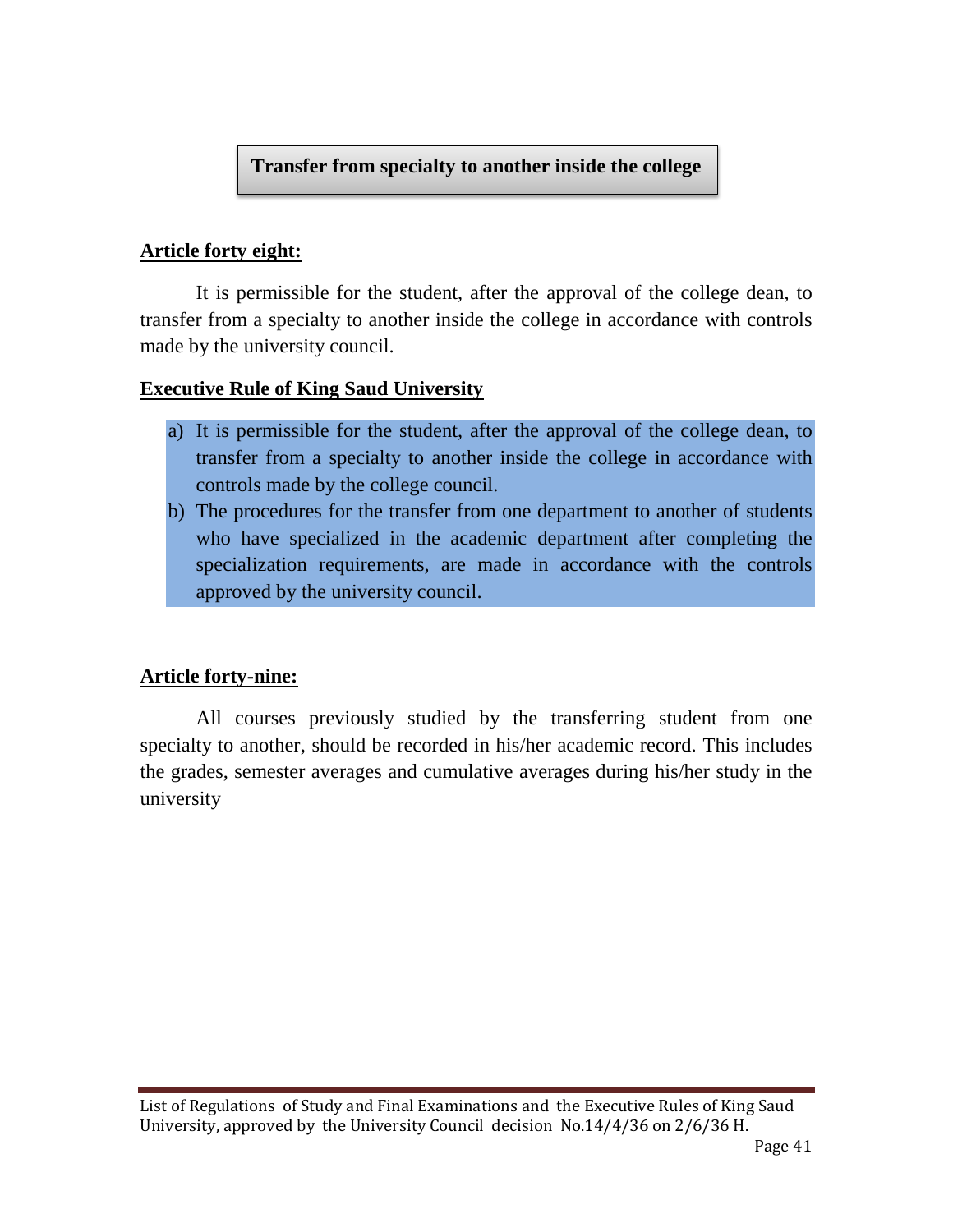## Transfer from specialty to another inside the college

**Article forty eight:**

It is permissible for the student, after the approval of the college dean, to transfer from a specialty to another inside the college in accordance with controls made by the university council.

**Executive Rule of King Saud University**

a) It is permissible for the student, after the approval of the college dean, to transfer from a specialty to another inside the college in accordance with controls made by the college council.

b) The procedures for the transfer from one department to another of students who have specialized in the academic department after completing the specialization requirements, are made in accordance with the controls approved by the university council.

**Article forty-nine:**

All courses previously studied by the transferring student from one specialty to another, should be recorded in his/her academic record. This includes the grades, semester averages and cumulative averages during his/her study in the university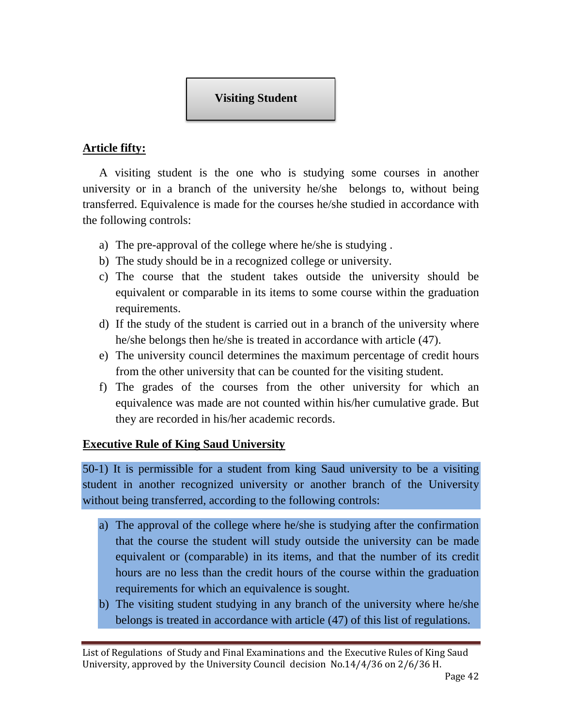## Visiting Student

**Article fifty:**

A visiting student is the one who is studying some courses in another university or in a branch of the university he/she belongs to, without being transferred. Equivalence is made for the courses he/she studied in accordance with the following controls:

a) The pre-approval of the college where he/she is studying .
b) The study should be in a recognized college or university.
c) The course that the student takes outside the university should be equivalent or comparable in its items to some course within the graduation requirements.
d) If the study of the student is carried out in a branch of the university where he/she belongs then he/she is treated in accordance with article (47).
e) The university council determines the maximum percentage of credit hours from the other university that can be counted for the visiting student.
f) The grades of the courses from the other university for which an equivalence was made are not counted within his/her cumulative grade. But they are recorded in his/her academic records.

**Executive Rule of King Saud University**

50-1) It is permissible for a student from king Saud university to be a visiting student in another recognized university or another branch of the University without being transferred, according to the following controls:

a) The approval of the college where he/she is studying after the confirmation that the course the student will study outside the university can be made equivalent or (comparable) in its items, and that the number of its credit hours are no less than the credit hours of the course within the graduation requirements for which an equivalence is sought.
b) The visiting student studying in any branch of the university where he/she belongs is treated in accordance with article (47) of this list of regulations.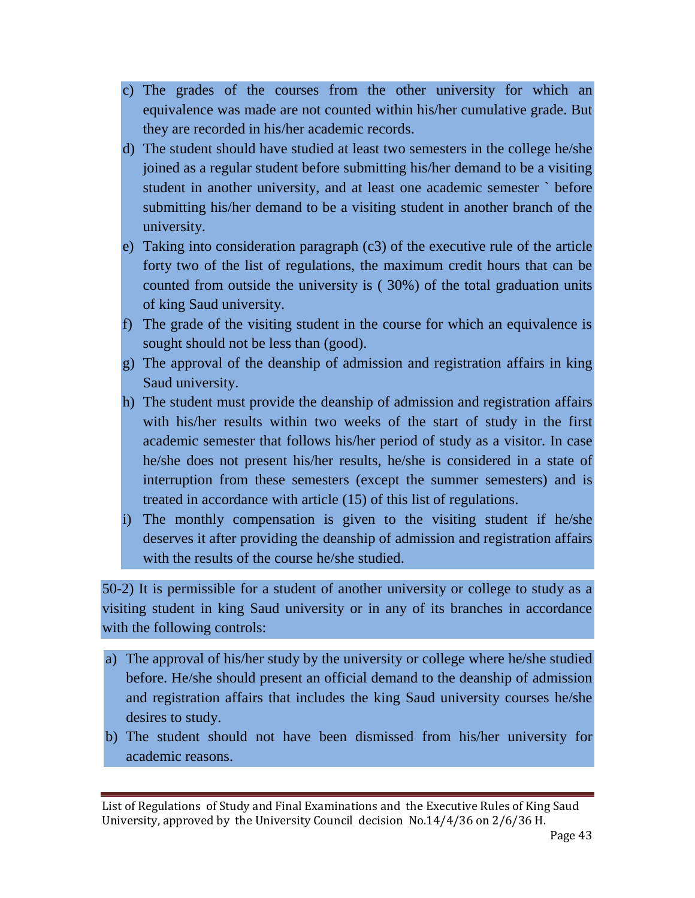c) The grades of the courses from the other university for which an equivalence was made are not counted within his/her cumulative grade. But they are recorded in his/her academic records.

d) The student should have studied at least two semesters in the college he/she joined as a regular student before submitting his/her demand to be a visiting student in another university, and at least one academic semester ` before submitting his/her demand to be a visiting student in another branch of the university.

e) Taking into consideration paragraph (c3) of the executive rule of the article forty two of the list of regulations, the maximum credit hours that can be counted from outside the university is ( 30%) of the total graduation units of king Saud university.

f) The grade of the visiting student in the course for which an equivalence is sought should not be less than (good).

g) The approval of the deanship of admission and registration affairs in king Saud university.

h) The student must provide the deanship of admission and registration affairs with his/her results within two weeks of the start of study in the first academic semester that follows his/her period of study as a visitor. In case he/she does not present his/her results, he/she is considered in a state of interruption from these semesters (except the summer semesters) and is treated in accordance with article (15) of this list of regulations.

i) The monthly compensation is given to the visiting student if he/she deserves it after providing the deanship of admission and registration affairs with the results of the course he/she studied.

50-2) It is permissible for a student of another university or college to study as a visiting student in king Saud university or in any of its branches in accordance with the following controls:

a) The approval of his/her study by the university or college where he/she studied before. He/she should present an official demand to the deanship of admission and registration affairs that includes the king Saud university courses he/she desires to study.

b) The student should not have been dismissed from his/her university for academic reasons.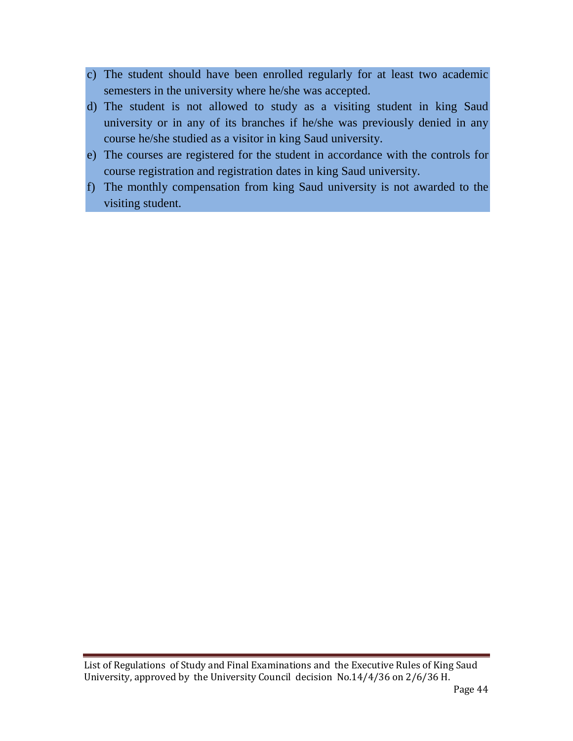c) The student should have been enrolled regularly for at least two academic semesters in the university where he/she was accepted.

d) The student is not allowed to study as a visiting student in king Saud university or in any of its branches if he/she was previously denied in any course he/she studied as a visitor in king Saud university.

e) The courses are registered for the student in accordance with the controls for course registration and registration dates in king Saud university.

f) The monthly compensation from king Saud university is not awarded to the visiting student.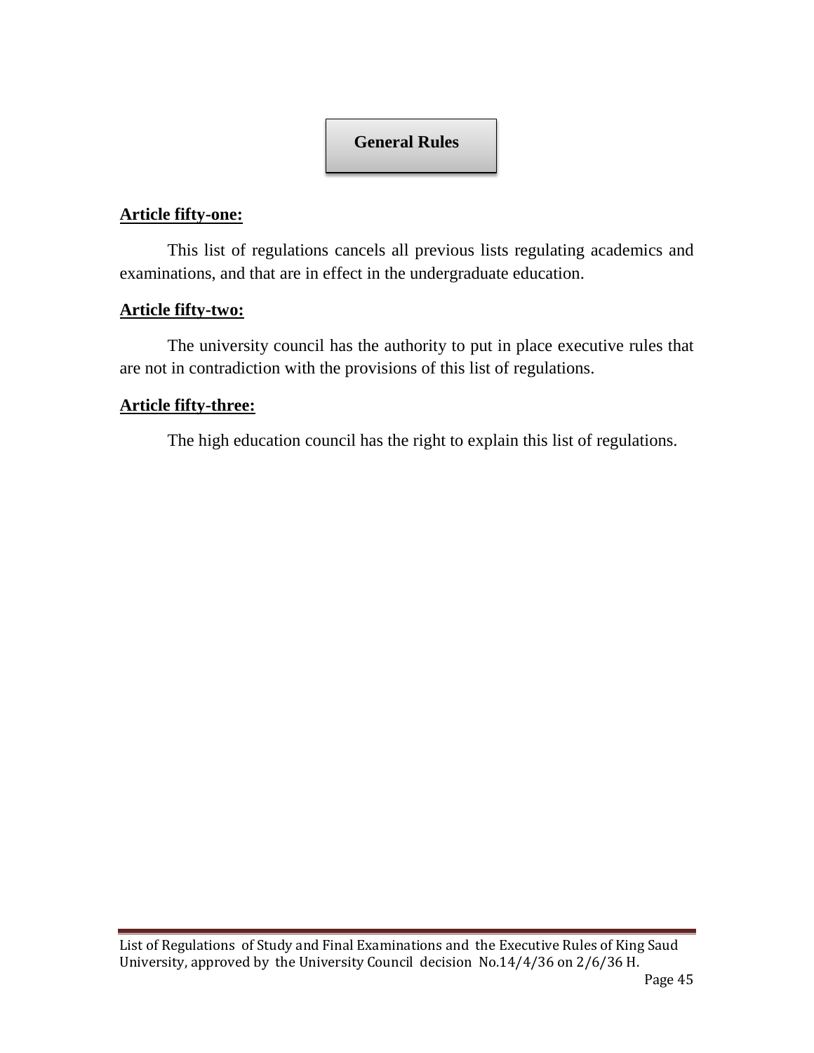## General Rules

**Article fifty-one:**

This list of regulations cancels all previous lists regulating academics and examinations, and that are in effect in the undergraduate education.

**Article fifty-two:**

The university council has the authority to put in place executive rules that are not in contradiction with the provisions of this list of regulations.

**Article fifty-three:**

The high education council has the right to explain this list of regulations.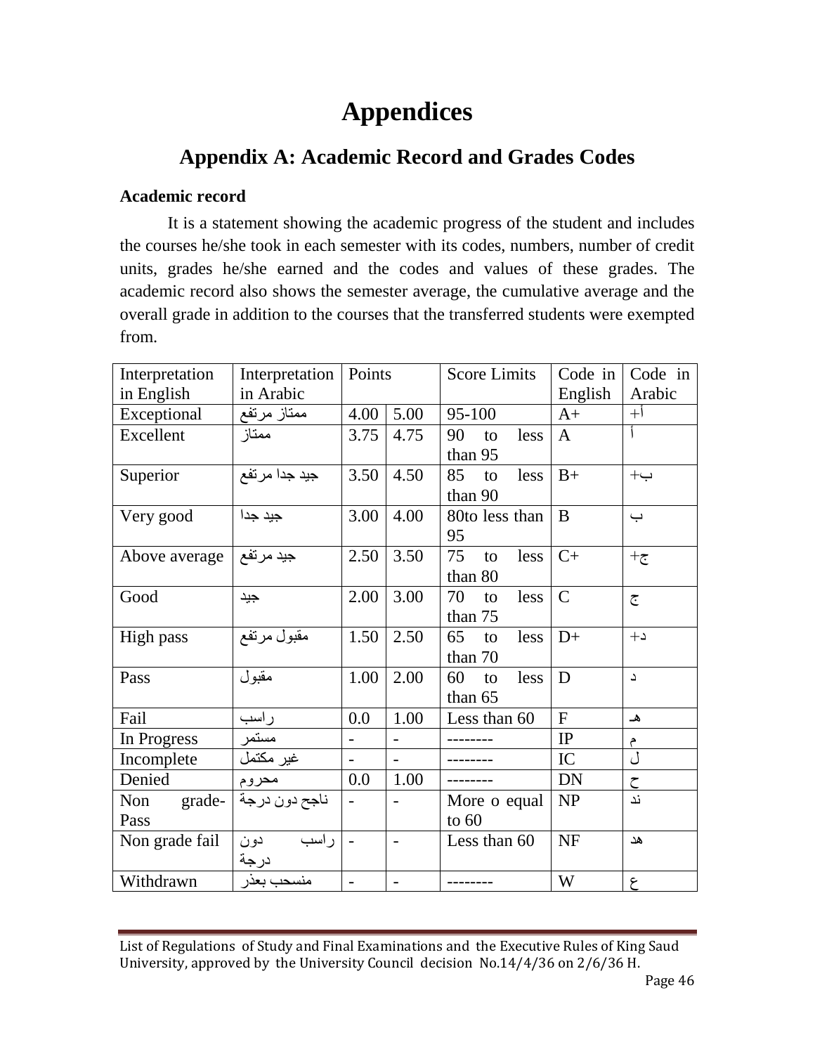# Appendices

## Appendix A: Academic Record and Grades Codes

### Academic record

It is a statement showing the academic progress of the student and includes the courses he/she took in each semester with its codes, numbers, number of credit units, grades he/she earned and the codes and values of these grades. The academic record also shows the semester average, the cumulative average and the overall grade in addition to the courses that the transferred students were exempted from.

| Interpretation in English | Interpretation in Arabic | Points | | Score Limits | Code in English | Code in Arabic |
|---|---|---|---|---|---|---|
| Exceptional | ممتاز مرتفع | 4.00 | 5.00 | 95-100 | A+ | أ+ |
| Excellent | ممتاز | 3.75 | 4.75 | 90 to less than 95 | A | أ |
| Superior | جيد جدا مرتفع | 3.50 | 4.50 | 85 to less than 90 | B+ | ب+ |
| Very good | جيد جدا | 3.00 | 4.00 | 80to less than 95 | B | ب |
| Above average | جيد مرتفع | 2.50 | 3.50 | 75 to less than 80 | C+ | ج+ |
| Good | جيد | 2.00 | 3.00 | 70 to less than 75 | C | ج |
| High pass | مقبول مرتفع | 1.50 | 2.50 | 65 to less than 70 | D+ | د+ |
| Pass | مقبول | 1.00 | 2.00 | 60 to less than 65 | D | د |
| Fail | راسب | 0.0 | 1.00 | Less than 60 | F | هـ |
| In Progress | مستمر | - | - | -------- | IP | م |
| Incomplete | غير مكتمل | - | - | -------- | IC | ل |
| Denied | محروم | 0.0 | 1.00 | -------- | DN | ح |
| Non grade-Pass | ناجح دون درجة | - | - | More o equal to 60 | NP | ند |
| Non grade fail | راسب دون درجة | - | - | Less than 60 | NF | هد |
| Withdrawn | منسحب بعذر | - | - | -------- | W | ع |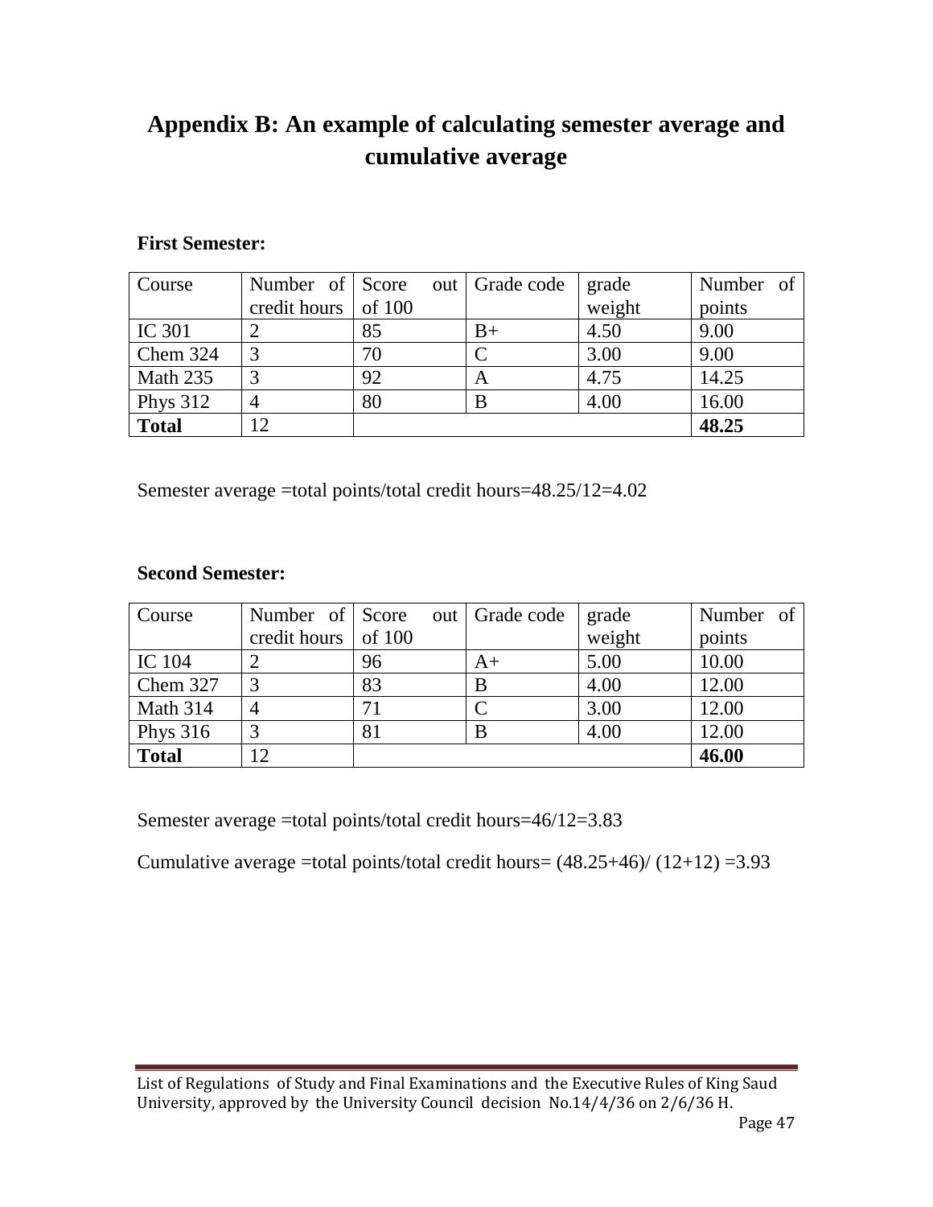# Appendix B: An example of calculating semester average and cumulative average

**First Semester:**

| Course | Number of credit hours | Score out of 100 | Grade code | grade weight | Number of points |
|---|---|---|---|---|---|
| IC 301 | 2 | 85 | B+ | 4.50 | 9.00 |
| Chem 324 | 3 | 70 | C | 3.00 | 9.00 |
| Math 235 | 3 | 92 | A | 4.75 | 14.25 |
| Phys 312 | 4 | 80 | B | 4.00 | 16.00 |
| **Total** | 12 | | | | **48.25** |

Semester average =total points/total credit hours=48.25/12=4.02

**Second Semester:**

| Course | Number of credit hours | Score out of 100 | Grade code | grade weight | Number of points |
|---|---|---|---|---|---|
| IC 104 | 2 | 96 | A+ | 5.00 | 10.00 |
| Chem 327 | 3 | 83 | B | 4.00 | 12.00 |
| Math 314 | 4 | 71 | C | 3.00 | 12.00 |
| Phys 316 | 3 | 81 | B | 4.00 | 12.00 |
| **Total** | 12 | | | | **46.00** |

Semester average =total points/total credit hours=46/12=3.83

Cumulative average =total points/total credit hours= (48.25+46)/ (12+12) =3.93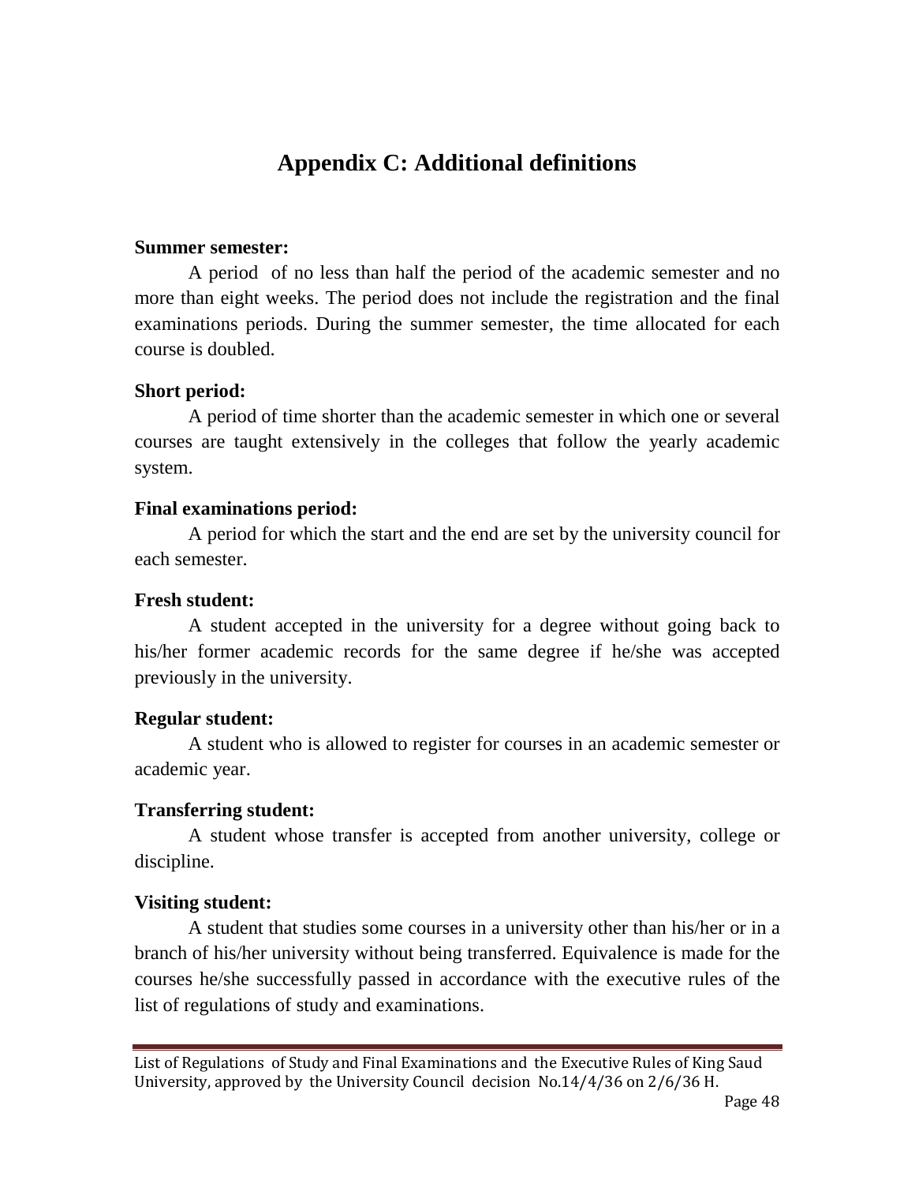# Appendix C: Additional definitions

**Summer semester:**

A period of no less than half the period of the academic semester and no more than eight weeks. The period does not include the registration and the final examinations periods. During the summer semester, the time allocated for each course is doubled.

**Short period:**

A period of time shorter than the academic semester in which one or several courses are taught extensively in the colleges that follow the yearly academic system.

**Final examinations period:**

A period for which the start and the end are set by the university council for each semester.

**Fresh student:**

A student accepted in the university for a degree without going back to his/her former academic records for the same degree if he/she was accepted previously in the university.

**Regular student:**

A student who is allowed to register for courses in an academic semester or academic year.

**Transferring student:**

A student whose transfer is accepted from another university, college or discipline.

**Visiting student:**

A student that studies some courses in a university other than his/her or in a branch of his/her university without being transferred. Equivalence is made for the courses he/she successfully passed in accordance with the executive rules of the list of regulations of study and examinations.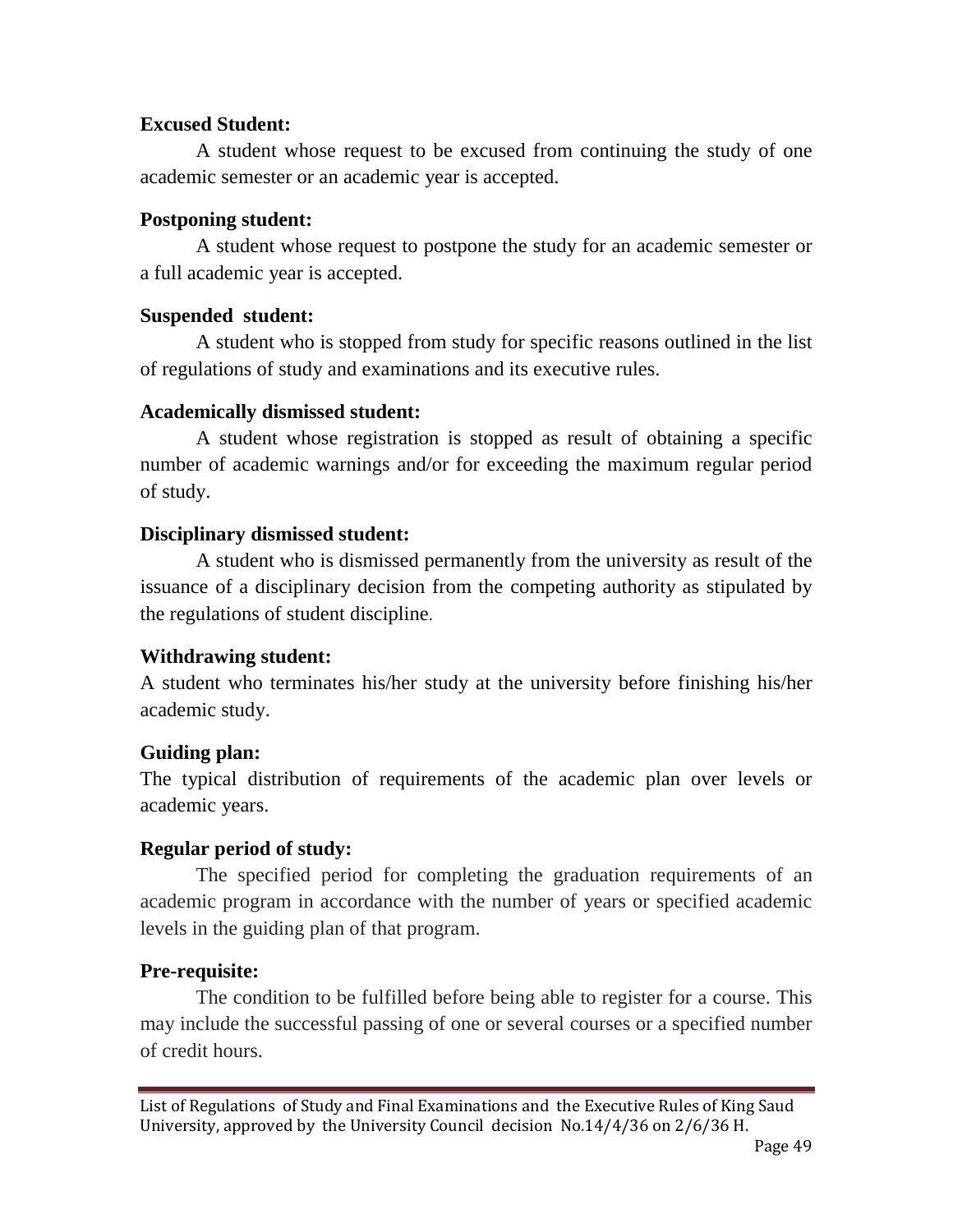**Excused Student:**

A student whose request to be excused from continuing the study of one academic semester or an academic year is accepted.

**Postponing student:**

A student whose request to postpone the study for an academic semester or a full academic year is accepted.

**Suspended student:**

A student who is stopped from study for specific reasons outlined in the list of regulations of study and examinations and its executive rules.

**Academically dismissed student:**

A student whose registration is stopped as result of obtaining a specific number of academic warnings and/or for exceeding the maximum regular period of study.

**Disciplinary dismissed student:**

A student who is dismissed permanently from the university as result of the issuance of a disciplinary decision from the competing authority as stipulated by the regulations of student discipline.

**Withdrawing student:**

A student who terminates his/her study at the university before finishing his/her academic study.

**Guiding plan:**

The typical distribution of requirements of the academic plan over levels or academic years.

**Regular period of study:**

The specified period for completing the graduation requirements of an academic program in accordance with the number of years or specified academic levels in the guiding plan of that program.

**Pre-requisite:**

The condition to be fulfilled before being able to register for a course. This may include the successful passing of one or several courses or a specified number of credit hours.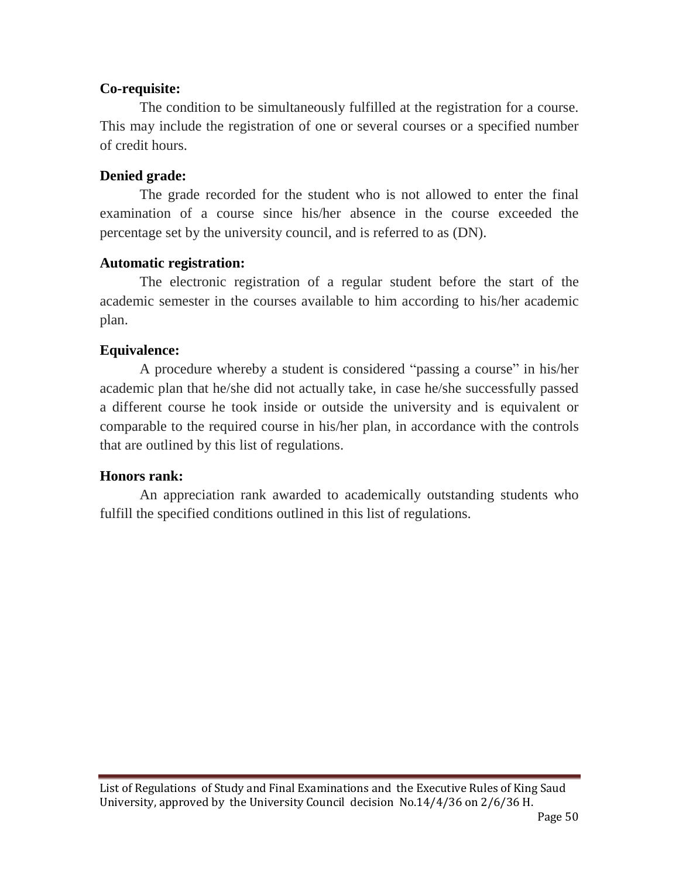**Co-requisite:**

The condition to be simultaneously fulfilled at the registration for a course. This may include the registration of one or several courses or a specified number of credit hours.

**Denied grade:**

The grade recorded for the student who is not allowed to enter the final examination of a course since his/her absence in the course exceeded the percentage set by the university council, and is referred to as (DN).

**Automatic registration:**

The electronic registration of a regular student before the start of the academic semester in the courses available to him according to his/her academic plan.

**Equivalence:**

A procedure whereby a student is considered "passing a course" in his/her academic plan that he/she did not actually take, in case he/she successfully passed a different course he took inside or outside the university and is equivalent or comparable to the required course in his/her plan, in accordance with the controls that are outlined by this list of regulations.

**Honors rank:**

An appreciation rank awarded to academically outstanding students who fulfill the specified conditions outlined in this list of regulations.